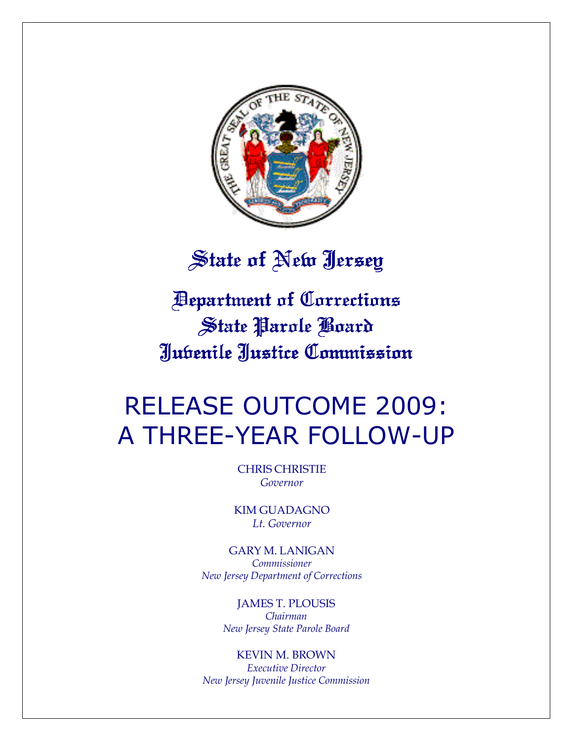# State of New Jersey

## Department of Corrections
## State Parole Board
## Juvenile Justice Commission

# RELEASE OUTCOME 2009: A THREE-YEAR FOLLOW-UP

CHRIS CHRISTIE
*Governor*

KIM GUADAGNO
*Lt. Governor*

GARY M. LANIGAN
*Commissioner*
*New Jersey Department of Corrections*

JAMES T. PLOUSIS
*Chairman*
*New Jersey State Parole Board*

KEVIN M. BROWN
*Executive Director*
*New Jersey Juvenile Justice Commission*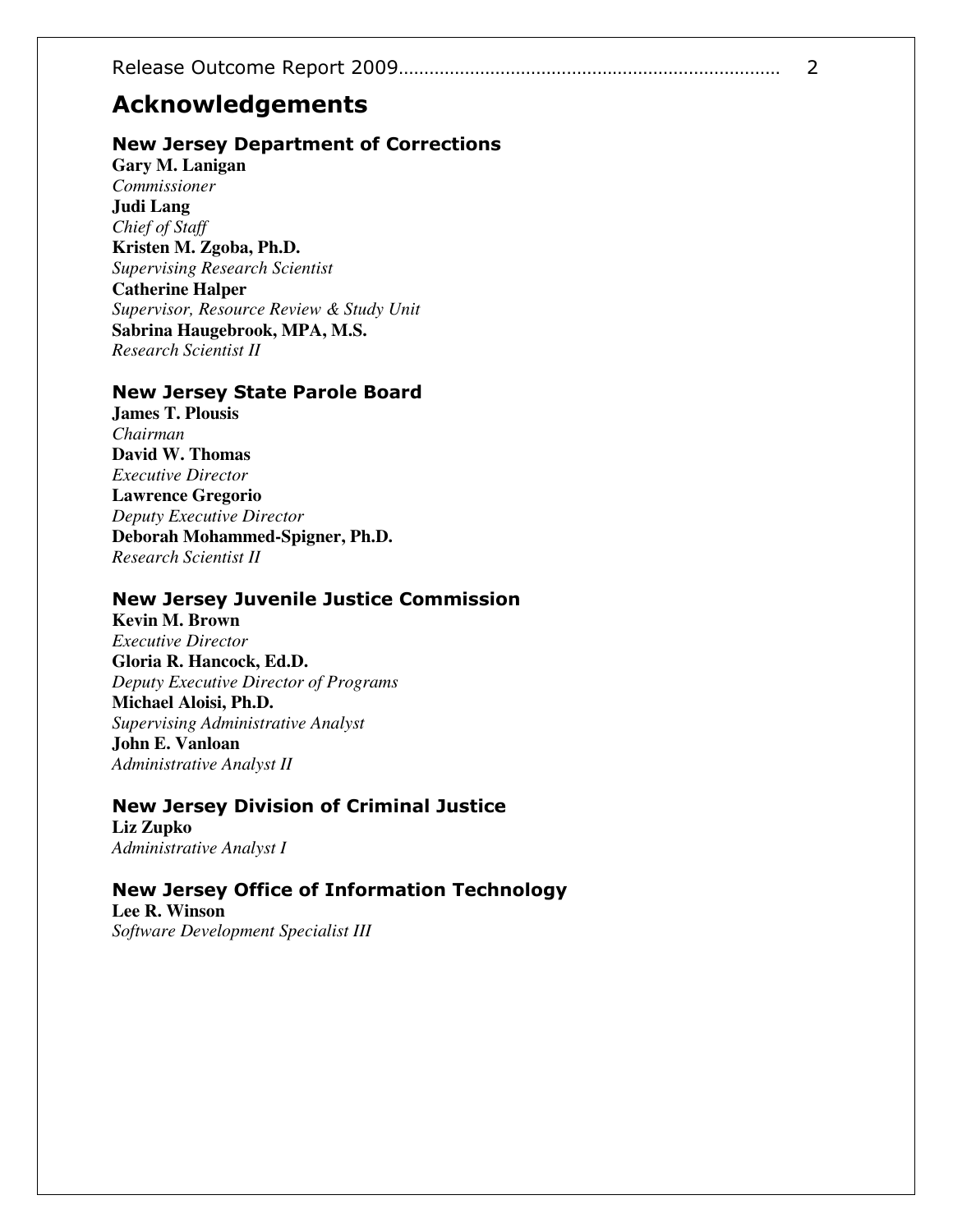# Acknowledgements

## New Jersey Department of Corrections

**Gary M. Lanigan**
*Commissioner*
**Judi Lang**
*Chief of Staff*
**Kristen M. Zgoba, Ph.D.**
*Supervising Research Scientist*
**Catherine Halper**
*Supervisor, Resource Review & Study Unit*
**Sabrina Haugebrook, MPA, M.S.**
*Research Scientist II*

## New Jersey State Parole Board

**James T. Plousis**
*Chairman*
**David W. Thomas**
*Executive Director*
**Lawrence Gregorio**
*Deputy Executive Director*
**Deborah Mohammed-Spigner, Ph.D.**
*Research Scientist II*

## New Jersey Juvenile Justice Commission

**Kevin M. Brown**
*Executive Director*
**Gloria R. Hancock, Ed.D.**
*Deputy Executive Director of Programs*
**Michael Aloisi, Ph.D.**
*Supervising Administrative Analyst*
**John E. Vanloan**
*Administrative Analyst II*

## New Jersey Division of Criminal Justice

**Liz Zupko**
*Administrative Analyst I*

## New Jersey Office of Information Technology

**Lee R. Winson**
*Software Development Specialist III*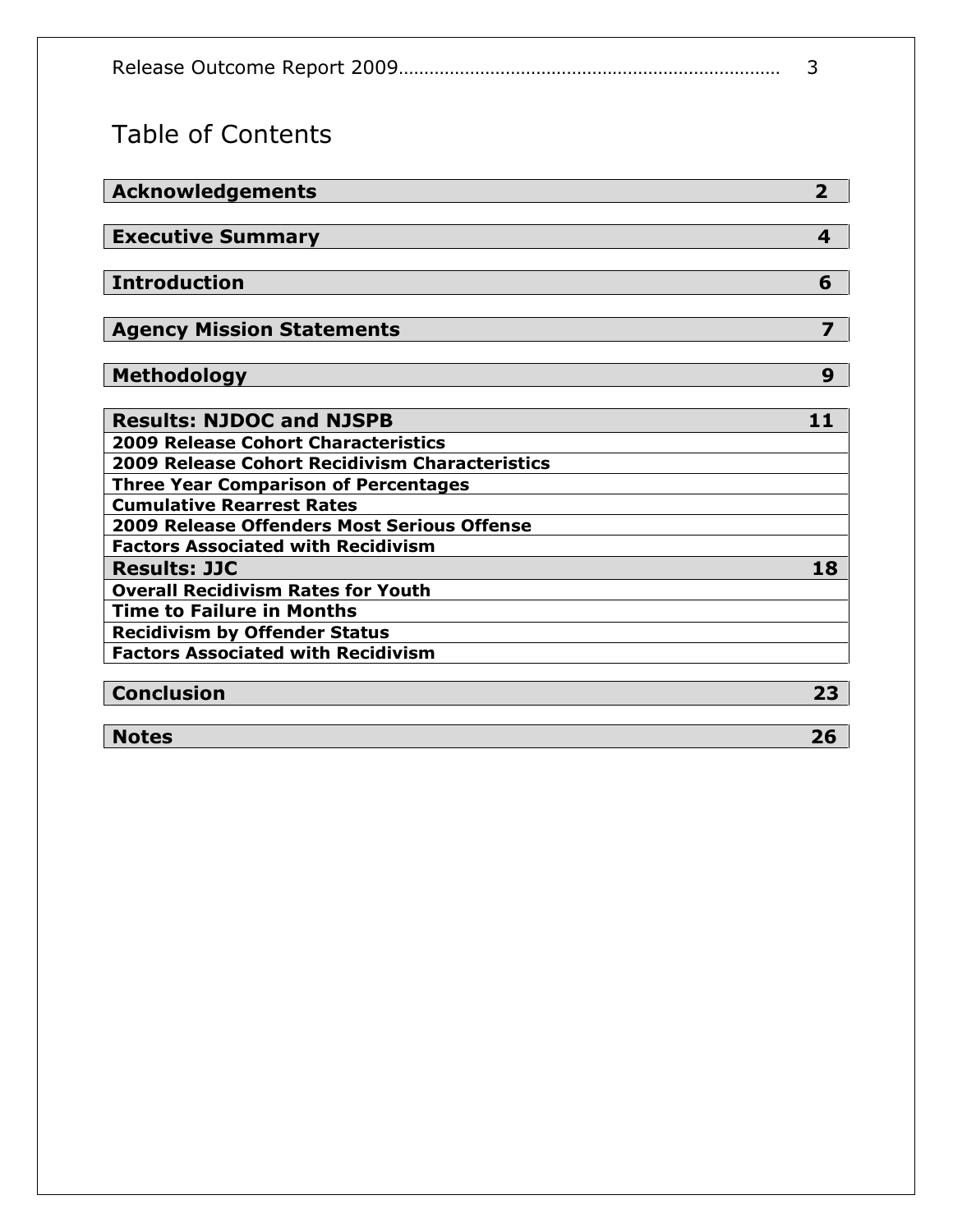# Table of Contents

| | |
|---|---|
| **Acknowledgements** | **2** |
| **Executive Summary** | **4** |
| **Introduction** | **6** |
| **Agency Mission Statements** | **7** |
| **Methodology** | **9** |
| **Results: NJDOC and NJSPB** | **11** |
| **2009 Release Cohort Characteristics** | |
| **2009 Release Cohort Recidivism Characteristics** | |
| **Three Year Comparison of Percentages** | |
| **Cumulative Rearrest Rates** | |
| **2009 Release Offenders Most Serious Offense** | |
| **Factors Associated with Recidivism** | |
| **Results: JJC** | **18** |
| **Overall Recidivism Rates for Youth** | |
| **Time to Failure in Months** | |
| **Recidivism by Offender Status** | |
| **Factors Associated with Recidivism** | |
| **Conclusion** | **23** |
| **Notes** | **26** |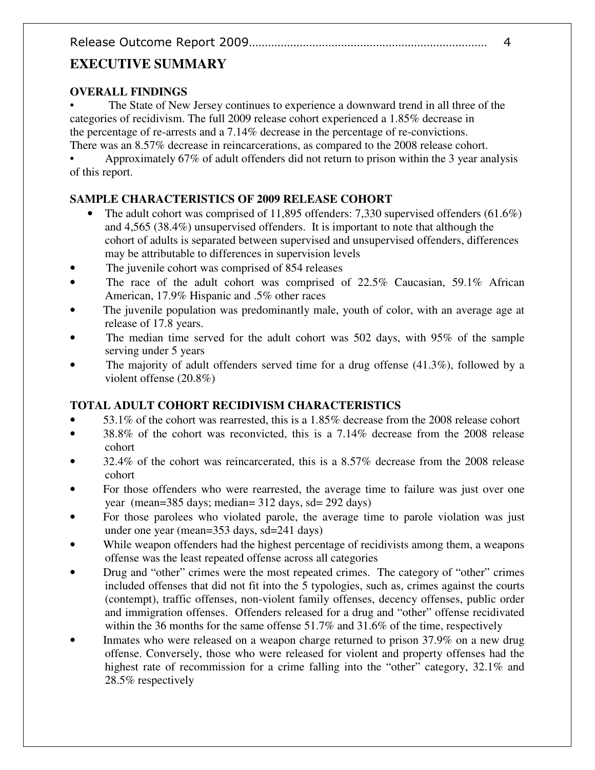# EXECUTIVE SUMMARY

### OVERALL FINDINGS

- The State of New Jersey continues to experience a downward trend in all three of the categories of recidivism. The full 2009 release cohort experienced a 1.85% decrease in the percentage of re-arrests and a 7.14% decrease in the percentage of re-convictions. There was an 8.57% decrease in reincarcerations, as compared to the 2008 release cohort.
- Approximately 67% of adult offenders did not return to prison within the 3 year analysis of this report.

### SAMPLE CHARACTERISTICS OF 2009 RELEASE COHORT

- The adult cohort was comprised of 11,895 offenders: 7,330 supervised offenders (61.6%) and 4,565 (38.4%) unsupervised offenders. It is important to note that although the cohort of adults is separated between supervised and unsupervised offenders, differences may be attributable to differences in supervision levels
- The juvenile cohort was comprised of 854 releases
- The race of the adult cohort was comprised of 22.5% Caucasian, 59.1% African American, 17.9% Hispanic and .5% other races
- The juvenile population was predominantly male, youth of color, with an average age at release of 17.8 years.
- The median time served for the adult cohort was 502 days, with 95% of the sample serving under 5 years
- The majority of adult offenders served time for a drug offense (41.3%), followed by a violent offense (20.8%)

### TOTAL ADULT COHORT RECIDIVISM CHARACTERISTICS

- 53.1% of the cohort was recidrrested, this is a 1.85% decrease from the 2008 release cohort
- 38.8% of the cohort was reconvicted, this is a 7.14% decrease from the 2008 release cohort
- 32.4% of the cohort was reincarcerated, this is a 8.57% decrease from the 2008 release cohort
- For those offenders who were rearrested, the average time to failure was just over one year (mean=385 days; median= 312 days, sd= 292 days)
- For those parolees who violated parole, the average time to parole violation was just under one year (mean=353 days, sd=241 days)
- While weapon offenders had the highest percentage of recidivists among them, a weapons offense was the least repeated offense across all categories
- Drug and "other" crimes were the most repeated crimes. The category of "other" crimes included offenses that did not fit into the 5 typologies, such as, crimes against the courts (contempt), traffic offenses, non-violent family offenses, decency offenses, public order and immigration offenses. Offenders released for a drug and "other" offense recidivated within the 36 months for the same offense 51.7% and 31.6% of the time, respectively
- Inmates who were released on a weapon charge returned to prison 37.9% on a new drug offense. Conversely, those who were released for violent and property offenses had the highest rate of recommission for a crime falling into the "other" category, 32.1% and 28.5% respectively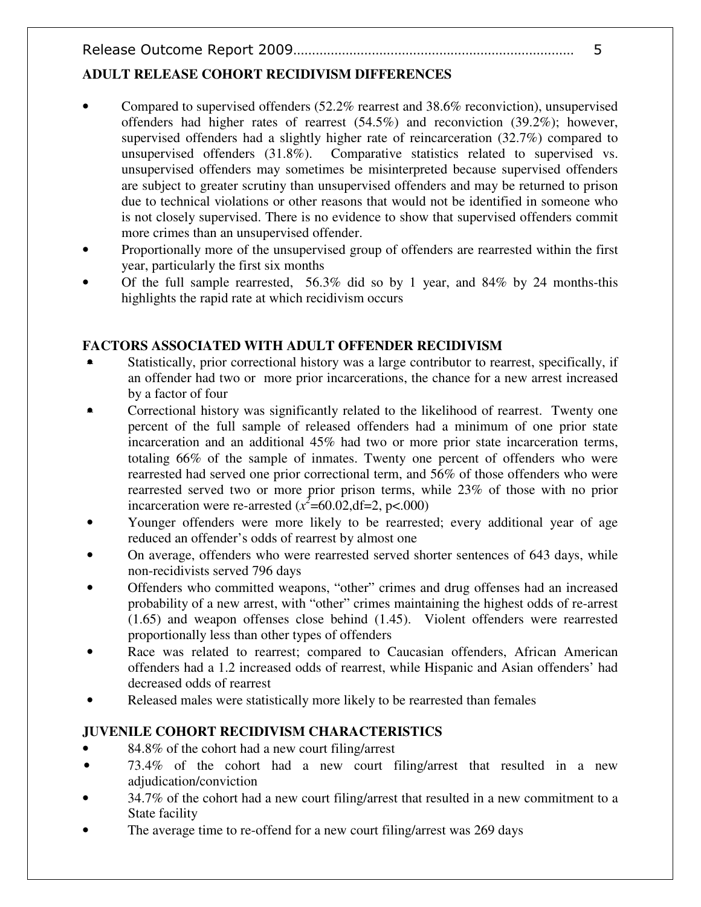**ADULT RELEASE COHORT RECIDIVISM DIFFERENCES**

- Compared to supervised offenders (52.2% rearrest and 38.6% reconviction), unsupervised offenders had higher rates of rearrest (54.5%) and reconviction (39.2%); however, supervised offenders had a slightly higher rate of reincarceration (32.7%) compared to unsupervised offenders (31.8%). Comparative statistics related to supervised vs. unsupervised offenders may sometimes be misinterpreted because supervised offenders are subject to greater scrutiny than unsupervised offenders and may be returned to prison due to technical violations or other reasons that would not be identified in someone who is not closely supervised. There is no evidence to show that supervised offenders commit more crimes than an unsupervised offender.
- Proportionally more of the unsupervised group of offenders are rearrested within the first year, particularly the first six months
- Of the full sample rearrested, 56.3% did so by 1 year, and 84% by 24 months-this highlights the rapid rate at which recidivism occurs

**FACTORS ASSOCIATED WITH ADULT OFFENDER RECIDIVISM**

- Statistically, prior correctional history was a large contributor to rearrest, specifically, if an offender had two or more prior incarcerations, the chance for a new arrest increased by a factor of four
- Correctional history was significantly related to the likelihood of rearrest. Twenty one percent of the full sample of released offenders had a minimum of one prior state incarceration and an additional 45% had two or more prior state incarceration terms, totaling 66% of the sample of inmates. Twenty one percent of offenders who were rearrested had served one prior correctional term, and 56% of those offenders who were rearrested served two or more prior prison terms, while 23% of those with no prior incarceration were re-arrested ($x^2$=60.02,df=2, p<.000)
- Younger offenders were more likely to be rearrested; every additional year of age reduced an offender's odds of rearrest by almost one
- On average, offenders who were rearrested served shorter sentences of 643 days, while non-recidivists served 796 days
- Offenders who committed weapons, "other" crimes and drug offenses had an increased probability of a new arrest, with "other" crimes maintaining the highest odds of re-arrest (1.65) and weapon offenses close behind (1.45). Violent offenders were rearrested proportionally less than other types of offenders
- Race was related to rearrest; compared to Caucasian offenders, African American offenders had a 1.2 increased odds of rearrest, while Hispanic and Asian offenders' had decreased odds of rearrest
- Released males were statistically more likely to be rearrested than females

**JUVENILE COHORT RECIDIVISM CHARACTERISTICS**

- 84.8% of the cohort had a new court filing/arrest
- 73.4% of the cohort had a new court filing/arrest that resulted in a new adjudication/conviction
- 34.7% of the cohort had a new court filing/arrest that resulted in a new commitment to a State facility
- The average time to re-offend for a new court filing/arrest was 269 days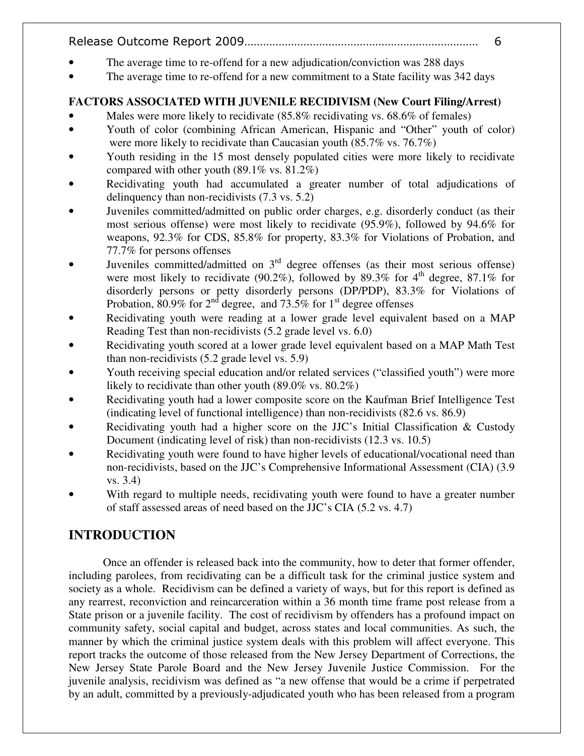- The average time to re-offend for a new adjudication/conviction was 288 days
- The average time to re-offend for a new commitment to a State facility was 342 days

**FACTORS ASSOCIATED WITH JUVENILE RECIDIVISM (New Court Filing/Arrest)**

- Males were more likely to recidivate (85.8% recidivating vs. 68.6% of females)
- Youth of color (combining African American, Hispanic and "Other" youth of color) were more likely to recidivate than Caucasian youth (85.7% vs. 76.7%)
- Youth residing in the 15 most densely populated cities were more likely to recidivate compared with other youth (89.1% vs. 81.2%)
- Recidivating youth had accumulated a greater number of total adjudications of delinquency than non-recidivists (7.3 vs. 5.2)
- Juveniles committed/admitted on public order charges, e.g. disorderly conduct (as their most serious offense) were most likely to recidivate (95.9%), followed by 94.6% for weapons, 92.3% for CDS, 85.8% for property, 83.3% for Violations of Probation, and 77.7% for persons offenses
- Juveniles committed/admitted on 3rd degree offenses (as their most serious offense) were most likely to recidivate (90.2%), followed by 89.3% for 4th degree, 87.1% for disorderly persons or petty disorderly persons (DP/PDP), 83.3% for Violations of Probation, 80.9% for 2nd degree, and 73.5% for 1st degree offenses
- Recidivating youth were reading at a lower grade level equivalent based on a MAP Reading Test than non-recidivists (5.2 grade level vs. 6.0)
- Recidivating youth scored at a lower grade level equivalent based on a MAP Math Test than non-recidivists (5.2 grade level vs. 5.9)
- Youth receiving special education and/or related services ("classified youth") were more likely to recidivate than other youth (89.0% vs. 80.2%)
- Recidivating youth had a lower composite score on the Kaufman Brief Intelligence Test (indicating level of functional intelligence) than non-recidivists (82.6 vs. 86.9)
- Recidivating youth had a higher score on the JJC's Initial Classification & Custody Document (indicating level of risk) than non-recidivists (12.3 vs. 10.5)
- Recidivating youth were found to have higher levels of educational/vocational need than non-recidivists, based on the JJC's Comprehensive Informational Assessment (CIA) (3.9 vs. 3.4)
- With regard to multiple needs, recidivating youth were found to have a greater number of staff assessed areas of need based on the JJC's CIA (5.2 vs. 4.7)

## INTRODUCTION

Once an offender is released back into the community, how to deter that former offender, including parolees, from recidivating can be a difficult task for the criminal justice system and society as a whole. Recidivism can be defined a variety of ways, but for this report is defined as any rearrest, reconviction and reincarceration within a 36 month time frame post release from a State prison or a juvenile facility. The cost of recidivism by offenders has a profound impact on community safety, social capital and budget, across states and local communities. As such, the manner by which the criminal justice system deals with this problem will affect everyone. This report tracks the outcome of those released from the New Jersey Department of Corrections, the New Jersey State Parole Board and the New Jersey Juvenile Justice Commission. For the juvenile analysis, recidivism was defined as "a new offense that would be a crime if perpetrated by an adult, committed by a previously-adjudicated youth who has been released from a program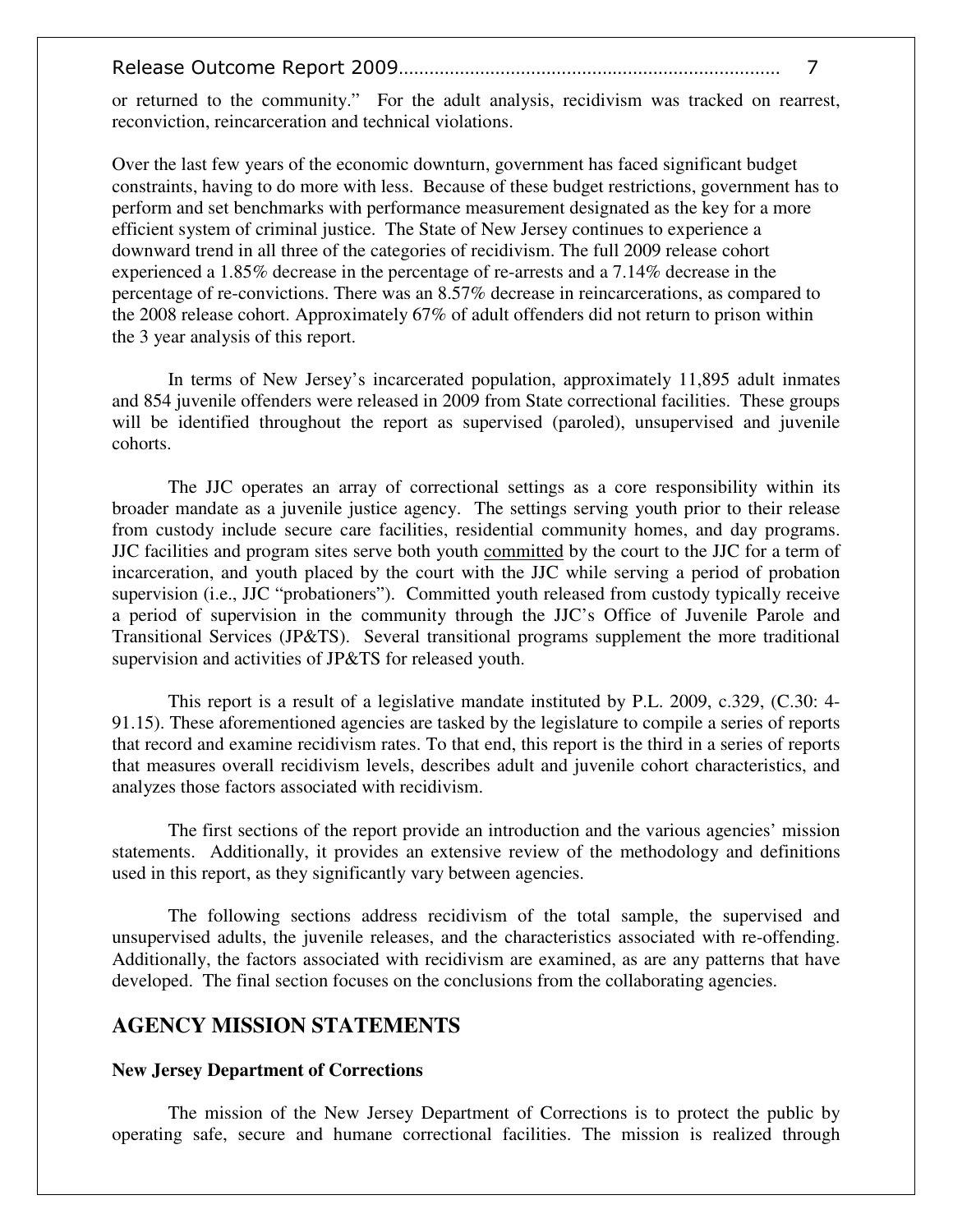or returned to the community." For the adult analysis, recidivism was tracked on rearrest, reconviction, reincarceration and technical violations.

Over the last few years of the economic downturn, government has faced significant budget constraints, having to do more with less. Because of these budget restrictions, government has to perform and set benchmarks with performance measurement designated as the key for a more efficient system of criminal justice. The State of New Jersey continues to experience a downward trend in all three of the categories of recidivism. The full 2009 release cohort experienced a 1.85% decrease in the percentage of re-arrests and a 7.14% decrease in the percentage of re-convictions. There was an 8.57% decrease in reincarcerations, as compared to the 2008 release cohort. Approximately 67% of adult offenders did not return to prison within the 3 year analysis of this report.

In terms of New Jersey's incarcerated population, approximately 11,895 adult inmates and 854 juvenile offenders were released in 2009 from State correctional facilities. These groups will be identified throughout the report as supervised (paroled), unsupervised and juvenile cohorts.

The JJC operates an array of correctional settings as a core responsibility within its broader mandate as a juvenile justice agency. The settings serving youth prior to their release from custody include secure care facilities, residential community homes, and day programs. JJC facilities and program sites serve both youth <u>committed</u> by the court to the JJC for a term of incarceration, and youth placed by the court with the JJC while serving a period of probation supervision (i.e., JJC "probationers"). Committed youth released from custody typically receive a period of supervision in the community through the JJC's Office of Juvenile Parole and Transitional Services (JP&TS). Several transitional programs supplement the more traditional supervision and activities of JP&TS for released youth.

This report is a result of a legislative mandate instituted by P.L. 2009, c.329, (C.30: 4-91.15). These aforementioned agencies are tasked by the legislature to compile a series of reports that record and examine recidivism rates. To that end, this report is the third in a series of reports that measures overall recidivism levels, describes adult and juvenile cohort characteristics, and analyzes those factors associated with recidivism.

The first sections of the report provide an introduction and the various agencies' mission statements. Additionally, it provides an extensive review of the methodology and definitions used in this report, as they significantly vary between agencies.

The following sections address recidivism of the total sample, the supervised and unsupervised adults, the juvenile releases, and the characteristics associated with re-offending. Additionally, the factors associated with recidivism are examined, as are any patterns that have developed. The final section focuses on the conclusions from the collaborating agencies.

## AGENCY MISSION STATEMENTS

### New Jersey Department of Corrections

The mission of the New Jersey Department of Corrections is to protect the public by operating safe, secure and humane correctional facilities. The mission is realized through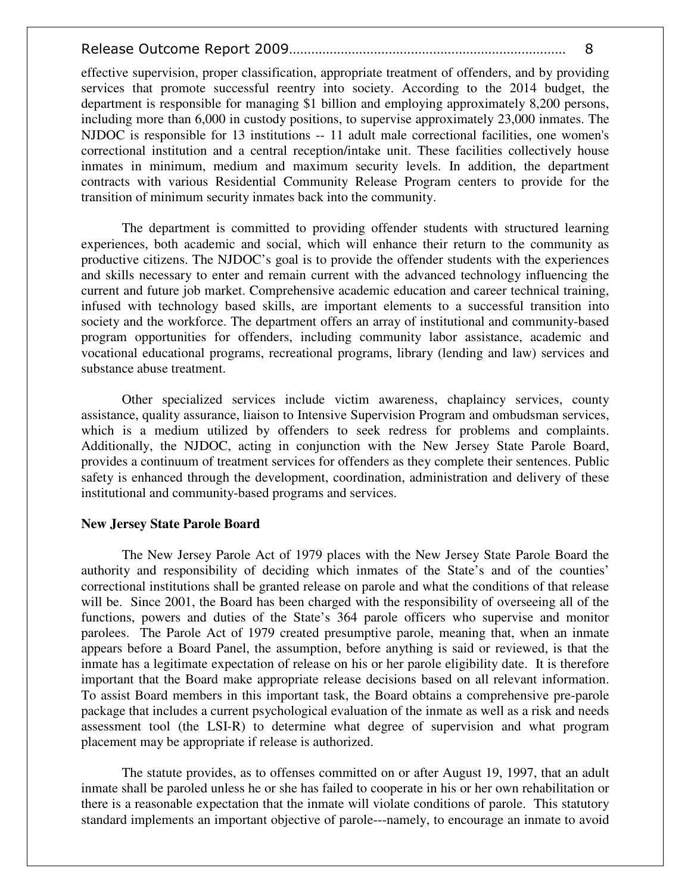effective supervision, proper classification, appropriate treatment of offenders, and by providing services that promote successful reentry into society. According to the 2014 budget, the department is responsible for managing $1 billion and employing approximately 8,200 persons, including more than 6,000 in custody positions, to supervise approximately 23,000 inmates. The NJDOC is responsible for 13 institutions -- 11 adult male correctional facilities, one women's correctional institution and a central reception/intake unit. These facilities collectively house inmates in minimum, medium and maximum security levels. In addition, the department contracts with various Residential Community Release Program centers to provide for the transition of minimum security inmates back into the community.

The department is committed to providing offender students with structured learning experiences, both academic and social, which will enhance their return to the community as productive citizens. The NJDOC's goal is to provide the offender students with the experiences and skills necessary to enter and remain current with the advanced technology influencing the current and future job market. Comprehensive academic education and career technical training, infused with technology based skills, are important elements to a successful transition into society and the workforce. The department offers an array of institutional and community-based program opportunities for offenders, including community labor assistance, academic and vocational educational programs, recreational programs, library (lending and law) services and substance abuse treatment.

Other specialized services include victim awareness, chaplaincy services, county assistance, quality assurance, liaison to Intensive Supervision Program and ombudsman services, which is a medium utilized by offenders to seek redress for problems and complaints. Additionally, the NJDOC, acting in conjunction with the New Jersey State Parole Board, provides a continuum of treatment services for offenders as they complete their sentences. Public safety is enhanced through the development, coordination, administration and delivery of these institutional and community-based programs and services.

**New Jersey State Parole Board**

The New Jersey Parole Act of 1979 places with the New Jersey State Parole Board the authority and responsibility of deciding which inmates of the State's and of the counties' correctional institutions shall be granted release on parole and what the conditions of that release will be. Since 2001, the Board has been charged with the responsibility of overseeing all of the functions, powers and duties of the State's 364 parole officers who supervise and monitor parolees. The Parole Act of 1979 created presumptive parole, meaning that, when an inmate appears before a Board Panel, the assumption, before anything is said or reviewed, is that the inmate has a legitimate expectation of release on his or her parole eligibility date. It is therefore important that the Board make appropriate release decisions based on all relevant information. To assist Board members in this important task, the Board obtains a comprehensive pre-parole package that includes a current psychological evaluation of the inmate as well as a risk and needs assessment tool (the LSI-R) to determine what degree of supervision and what program placement may be appropriate if release is authorized.

The statute provides, as to offenses committed on or after August 19, 1997, that an adult inmate shall be paroled unless he or she has failed to cooperate in his or her own rehabilitation or there is a reasonable expectation that the inmate will violate conditions of parole. This statutory standard implements an important objective of parole---namely, to encourage an inmate to avoid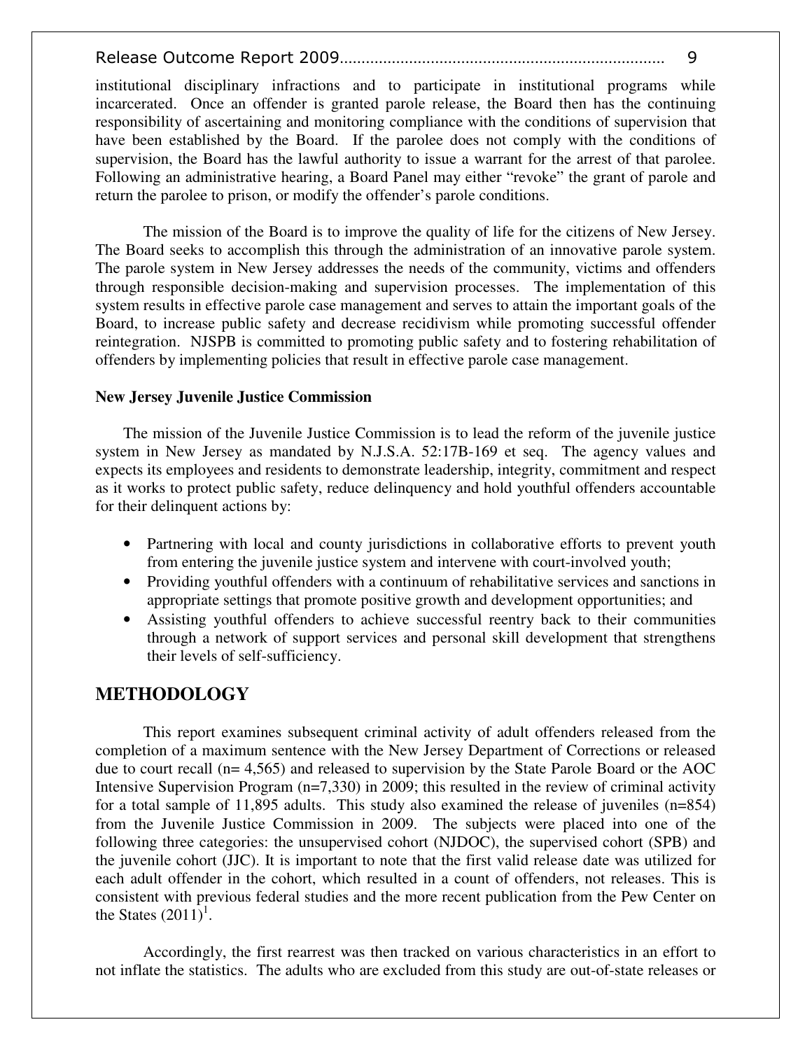institutional disciplinary infractions and to participate in institutional programs while incarcerated. Once an offender is granted parole release, the Board then has the continuing responsibility of ascertaining and monitoring compliance with the conditions of supervision that have been established by the Board. If the parolee does not comply with the conditions of supervision, the Board has the lawful authority to issue a warrant for the arrest of that parolee. Following an administrative hearing, a Board Panel may either "revoke" the grant of parole and return the parolee to prison, or modify the offender's parole conditions.

The mission of the Board is to improve the quality of life for the citizens of New Jersey. The Board seeks to accomplish this through the administration of an innovative parole system. The parole system in New Jersey addresses the needs of the community, victims and offenders through responsible decision-making and supervision processes. The implementation of this system results in effective parole case management and serves to attain the important goals of the Board, to increase public safety and decrease recidivism while promoting successful offender reintegration. NJSPB is committed to promoting public safety and to fostering rehabilitation of offenders by implementing policies that result in effective parole case management.

**New Jersey Juvenile Justice Commission**

The mission of the Juvenile Justice Commission is to lead the reform of the juvenile justice system in New Jersey as mandated by N.J.S.A. 52:17B-169 et seq. The agency values and expects its employees and residents to demonstrate leadership, integrity, commitment and respect as it works to protect public safety, reduce delinquency and hold youthful offenders accountable for their delinquent actions by:

- Partnering with local and county jurisdictions in collaborative efforts to prevent youth from entering the juvenile justice system and intervene with court-involved youth;
- Providing youthful offenders with a continuum of rehabilitative services and sanctions in appropriate settings that promote positive growth and development opportunities; and
- Assisting youthful offenders to achieve successful reentry back to their communities through a network of support services and personal skill development that strengthens their levels of self-sufficiency.

## METHODOLOGY

This report examines subsequent criminal activity of adult offenders released from the completion of a maximum sentence with the New Jersey Department of Corrections or released due to court recall (n= 4,565) and released to supervision by the State Parole Board or the AOC Intensive Supervision Program (n=7,330) in 2009; this resulted in the review of criminal activity for a total sample of 11,895 adults. This study also examined the release of juveniles (n=854) from the Juvenile Justice Commission in 2009. The subjects were placed into one of the following three categories: the unsupervised cohort (NJDOC), the supervised cohort (SPB) and the juvenile cohort (JJC). It is important to note that the first valid release date was utilized for each adult offender in the cohort, which resulted in a count of offenders, not releases. This is consistent with previous federal studies and the more recent publication from the Pew Center on the States (2011)[1].

Accordingly, the first rearrest was then tracked on various characteristics in an effort to not inflate the statistics. The adults who are excluded from this study are out-of-state releases or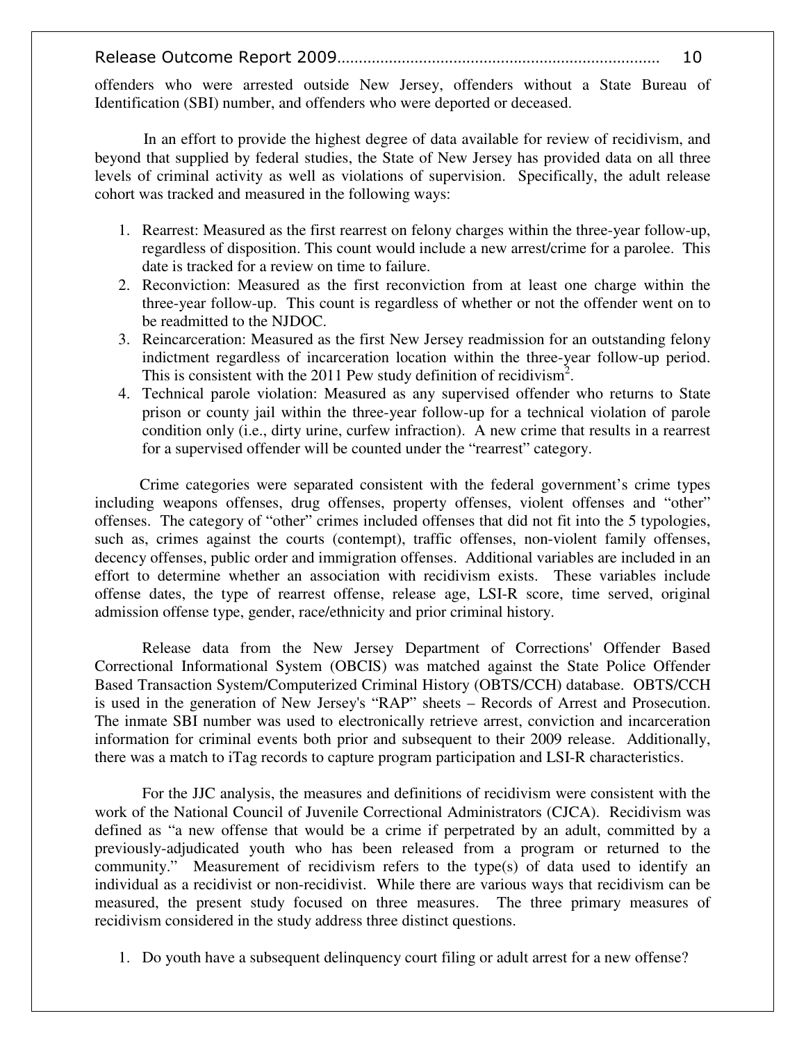offenders who were arrested outside New Jersey, offenders without a State Bureau of Identification (SBI) number, and offenders who were deported or deceased.

In an effort to provide the highest degree of data available for review of recidivism, and beyond that supplied by federal studies, the State of New Jersey has provided data on all three levels of criminal activity as well as violations of supervision. Specifically, the adult release cohort was tracked and measured in the following ways:

1. Rearrest: Measured as the first rearrest on felony charges within the three-year follow-up, regardless of disposition. This count would include a new arrest/crime for a parolee. This date is tracked for a review on time to failure.
2. Reconviction: Measured as the first reconviction from at least one charge within the three-year follow-up. This count is regardless of whether or not the offender went on to be readmitted to the NJDOC.
3. Reincarceration: Measured as the first New Jersey readmission for an outstanding felony indictment regardless of incarceration location within the three-year follow-up period. This is consistent with the 2011 Pew study definition of recidivism[2].
4. Technical parole violation: Measured as any supervised offender who returns to State prison or county jail within the three-year follow-up for a technical violation of parole condition only (i.e., dirty urine, curfew infraction). A new crime that results in a rearrest for a supervised offender will be counted under the "rearrest" category.

Crime categories were separated consistent with the federal government's crime types including weapons offenses, drug offenses, property offenses, violent offenses and "other" offenses. The category of "other" crimes included offenses that did not fit into the 5 typologies, such as, crimes against the courts (contempt), traffic offenses, non-violent family offenses, decency offenses, public order and immigration offenses. Additional variables are included in an effort to determine whether an association with recidivism exists. These variables include offense dates, the type of rearrest offense, release age, LSI-R score, time served, original admission offense type, gender, race/ethnicity and prior criminal history.

Release data from the New Jersey Department of Corrections' Offender Based Correctional Informational System (OBCIS) was matched against the State Police Offender Based Transaction System/Computerized Criminal History (OBTS/CCH) database. OBTS/CCH is used in the generation of New Jersey's "RAP" sheets – Records of Arrest and Prosecution. The inmate SBI number was used to electronically retrieve arrest, conviction and incarceration information for criminal events both prior and subsequent to their 2009 release. Additionally, there was a match to iTag records to capture program participation and LSI-R characteristics.

For the JJC analysis, the measures and definitions of recidivism were consistent with the work of the National Council of Juvenile Correctional Administrators (CJCA). Recidivism was defined as "a new offense that would be a crime if perpetrated by an adult, committed by a previously-adjudicated youth who has been released from a program or returned to the community." Measurement of recidivism refers to the type(s) of data used to identify an individual as a recidivist or non-recidivist. While there are various ways that recidivism can be measured, the present study focused on three measures. The three primary measures of recidivism considered in the study address three distinct questions.

1. Do youth have a subsequent delinquency court filing or adult arrest for a new offense?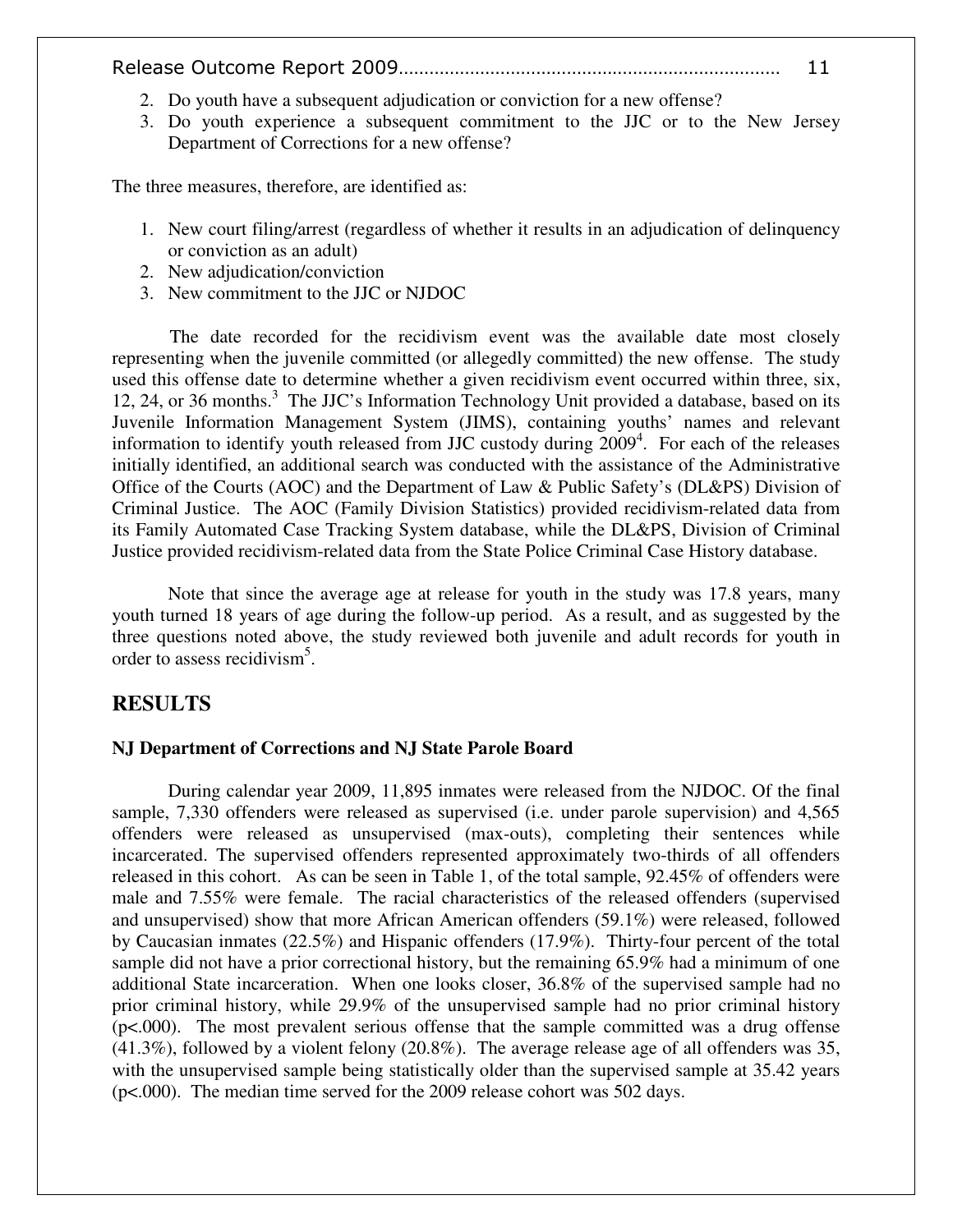2. Do youth have a subsequent adjudication or conviction for a new offense?
3. Do youth experience a subsequent commitment to the JJC or to the New Jersey Department of Corrections for a new offense?

The three measures, therefore, are identified as:

1. New court filing/arrest (regardless of whether it results in an adjudication of delinquency or conviction as an adult)
2. New adjudication/conviction
3. New commitment to the JJC or NJDOC

The date recorded for the recidivism event was the available date most closely representing when the juvenile committed (or allegedly committed) the new offense. The study used this offense date to determine whether a given recidivism event occurred within three, six, 12, 24, or 36 months.[3] The JJC's Information Technology Unit provided a database, based on its Juvenile Information Management System (JIMS), containing youths' names and relevant information to identify youth released from JJC custody during 2009[4]. For each of the releases initially identified, an additional search was conducted with the assistance of the Administrative Office of the Courts (AOC) and the Department of Law & Public Safety's (DL&PS) Division of Criminal Justice. The AOC (Family Division Statistics) provided recidivism-related data from its Family Automated Case Tracking System database, while the DL&PS, Division of Criminal Justice provided recidivism-related data from the State Police Criminal Case History database.

Note that since the average age at release for youth in the study was 17.8 years, many youth turned 18 years of age during the follow-up period. As a result, and as suggested by the three questions noted above, the study reviewed both juvenile and adult records for youth in order to assess recidivism[5].

## RESULTS

### NJ Department of Corrections and NJ State Parole Board

During calendar year 2009, 11,895 inmates were released from the NJDOC. Of the final sample, 7,330 offenders were released as supervised (i.e. under parole supervision) and 4,565 offenders were released as unsupervised (max-outs), completing their sentences while incarcerated. The supervised offenders represented approximately two-thirds of all offenders released in this cohort. As can be seen in Table 1, of the total sample, 92.45% of offenders were male and 7.55% were female. The racial characteristics of the released offenders (supervised and unsupervised) show that more African American offenders (59.1%) were released, followed by Caucasian inmates (22.5%) and Hispanic offenders (17.9%). Thirty-four percent of the total sample did not have a prior correctional history, but the remaining 65.9% had a minimum of one additional State incarceration. When one looks closer, 36.8% of the supervised sample had no prior criminal history, while 29.9% of the unsupervised sample had no prior criminal history ($p<.000$). The most prevalent serious offense that the sample committed was a drug offense (41.3%), followed by a violent felony (20.8%). The average release age of all offenders was 35, with the unsupervised sample being statistically older than the supervised sample at 35.42 years ($p<.000$). The median time served for the 2009 release cohort was 502 days.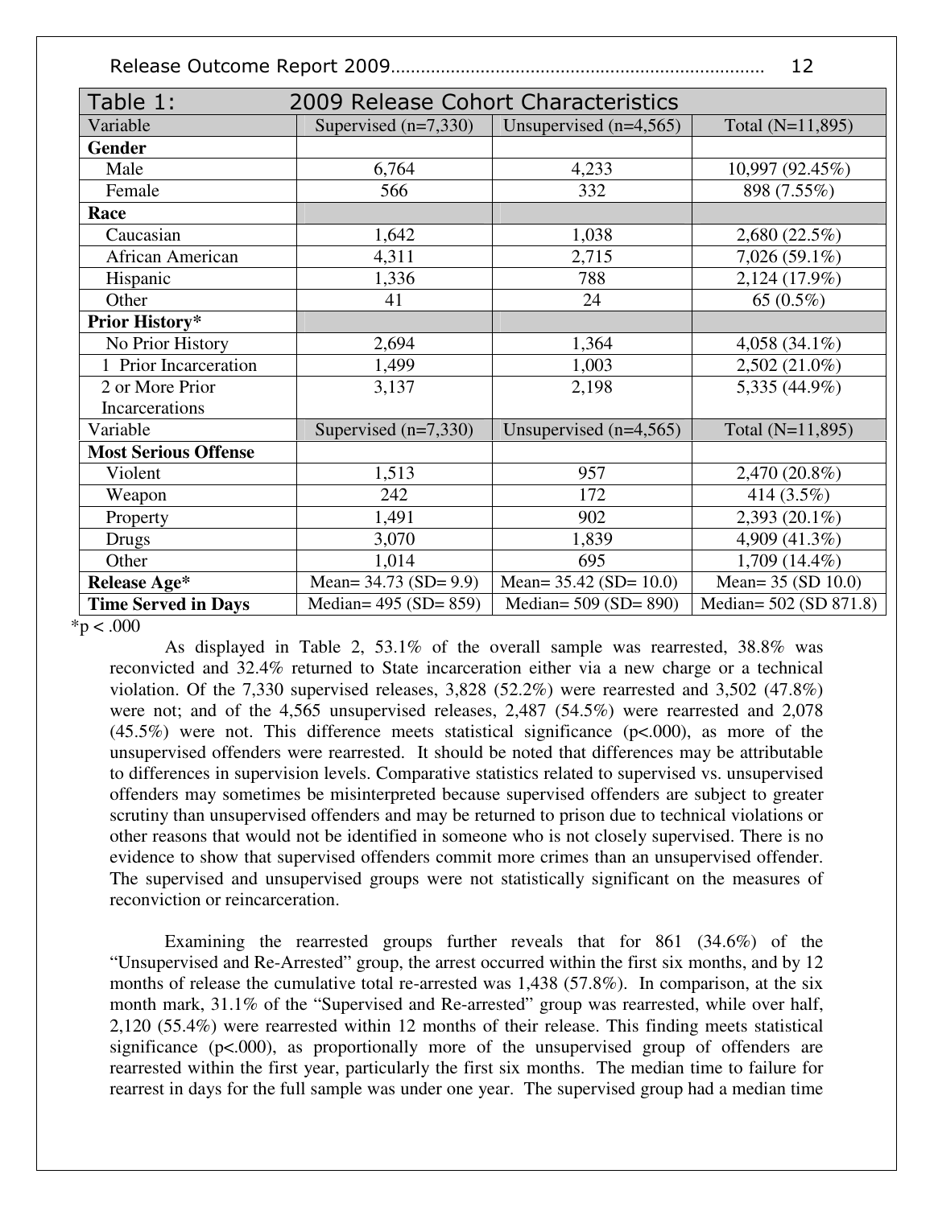| Table 1: 2009 Release Cohort Characteristics | | | |
|---|---|---|---|
| Variable | Supervised (n=7,330) | Unsupervised (n=4,565) | Total (N=11,895) |
| **Gender** | | | |
| Male | 6,764 | 4,233 | 10,997 (92.45%) |
| Female | 566 | 332 | 898 (7.55%) |
| **Race** | | | |
| Caucasian | 1,642 | 1,038 | 2,680 (22.5%) |
| African American | 4,311 | 2,715 | 7,026 (59.1%) |
| Hispanic | 1,336 | 788 | 2,124 (17.9%) |
| Other | 41 | 24 | 65 (0.5%) |
| **Prior History*** | | | |
| No Prior History | 2,694 | 1,364 | 4,058 (34.1%) |
| 1 Prior Incarceration | 1,499 | 1,003 | 2,502 (21.0%) |
| 2 or More Prior Incarcerations | 3,137 | 2,198 | 5,335 (44.9%) |
| Variable | Supervised (n=7,330) | Unsupervised (n=4,565) | Total (N=11,895) |
| **Most Serious Offense** | | | |
| Violent | 1,513 | 957 | 2,470 (20.8%) |
| Weapon | 242 | 172 | 414 (3.5%) |
| Property | 1,491 | 902 | 2,393 (20.1%) |
| Drugs | 3,070 | 1,839 | 4,909 (41.3%) |
| Other | 1,014 | 695 | 1,709 (14.4%) |
| **Release Age*** | Mean= 34.73 (SD= 9.9) | Mean= 35.42 (SD= 10.0) | Mean= 35 (SD 10.0) |
| **Time Served in Days** | Median= 495 (SD= 859) | Median= 509 (SD= 890) | Median= 502 (SD 871.8) |

*$p < .000$

As displayed in Table 2, 53.1% of the overall sample was rearrested, 38.8% was reconvicted and 32.4% returned to State incarceration either via a new charge or a technical violation. Of the 7,330 supervised releases, 3,828 (52.2%) were rearrested and 3,502 (47.8%) were not; and of the 4,565 unsupervised releases, 2,487 (54.5%) were rearrested and 2,078 (45.5%) were not. This difference meets statistical significance ($p<.000$), as more of the unsupervised offenders were rearrested. It should be noted that differences may be attributable to differences in supervision levels. Comparative statistics related to supervised vs. unsupervised offenders may sometimes be misinterpreted because supervised offenders are subject to greater scrutiny than unsupervised offenders and may be returned to prison due to technical violations or other reasons that would not be identified in someone who is not closely supervised. There is no evidence to show that supervised offenders commit more crimes than an unsupervised offender. The supervised and unsupervised groups were not statistically significant on the measures of reconviction or reincarceration.

Examining the rearrested groups further reveals that for 861 (34.6%) of the "Unsupervised and Re-Arrested" group, the arrest occurred within the first six months, and by 12 months of release the cumulative total re-arrested was 1,438 (57.8%). In comparison, at the six month mark, 31.1% of the "Supervised and Re-arrested" group was rearrested, while over half, 2,120 (55.4%) were rearrested within 12 months of their release. This finding meets statistical significance ($p<.000$), as proportionally more of the unsupervised group of offenders are rearrested within the first year, particularly the first six months. The median time to failure for rearrest in days for the full sample was under one year. The supervised group had a median time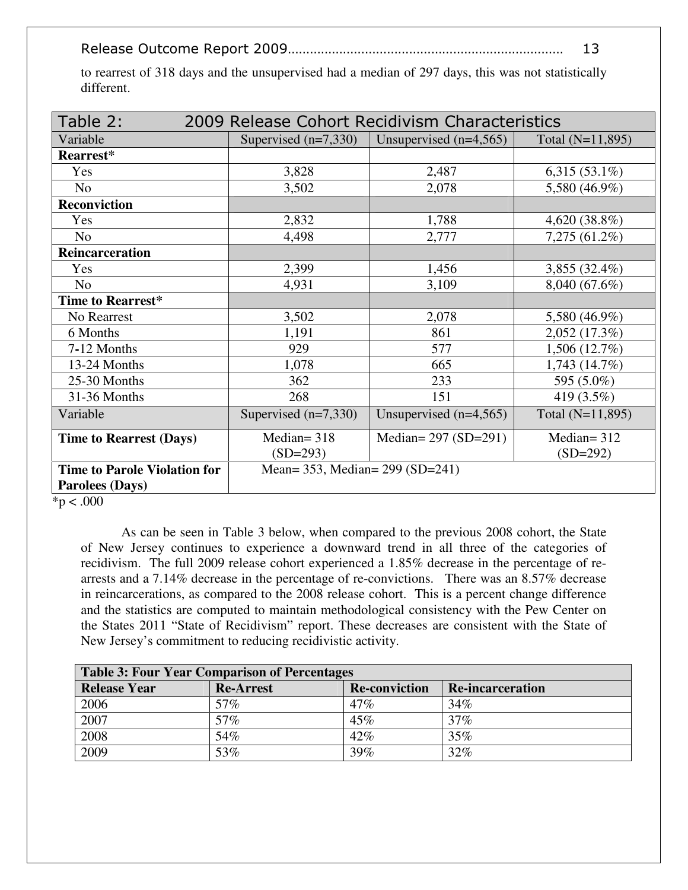to rearrest of 318 days and the unsupervised had a median of 297 days, this was not statistically different.

| Table 2: 2009 Release Cohort Recidivism Characteristics | | | |
|---|---|---|---|
| Variable | Supervised (n=7,330) | Unsupervised (n=4,565) | Total (N=11,895) |
| **Rearrest*** | | | |
| Yes | 3,828 | 2,487 | 6,315 (53.1%) |
| No | 3,502 | 2,078 | 5,580 (46.9%) |
| **Reconviction** | | | |
| Yes | 2,832 | 1,788 | 4,620 (38.8%) |
| No | 4,498 | 2,777 | 7,275 (61.2%) |
| **Reincarceration** | | | |
| Yes | 2,399 | 1,456 | 3,855 (32.4%) |
| No | 4,931 | 3,109 | 8,040 (67.6%) |
| **Time to Rearrest*** | | | |
| No Rearrest | 3,502 | 2,078 | 5,580 (46.9%) |
| 6 Months | 1,191 | 861 | 2,052 (17.3%) |
| 7-12 Months | 929 | 577 | 1,506 (12.7%) |
| 13-24 Months | 1,078 | 665 | 1,743 (14.7%) |
| 25-30 Months | 362 | 233 | 595 (5.0%) |
| 31-36 Months | 268 | 151 | 419 (3.5%) |
| Variable | Supervised (n=7,330) | Unsupervised (n=4,565) | Total (N=11,895) |
| **Time to Rearrest (Days)** | Median= 318 (SD=293) | Median= 297 (SD=291) | Median= 312 (SD=292) |
| **Time to Parole Violation for Parolees (Days)** | Mean= 353, Median= 299 (SD=241) | | |

*p < .000

As can be seen in Table 3 below, when compared to the previous 2008 cohort, the State of New Jersey continues to experience a downward trend in all three of the categories of recidivism. The full 2009 release cohort experienced a 1.85% decrease in the percentage of re-arrests and a 7.14% decrease in the percentage of re-convictions. There was an 8.57% decrease in reincarcerations, as compared to the 2008 release cohort. This is a percent change difference and the statistics are computed to maintain methodological consistency with the Pew Center on the States 2011 "State of Recidivism" report. These decreases are consistent with the State of New Jersey's commitment to reducing recidivistic activity.

| Table 3: Four Year Comparison of Percentages | | | |
|---|---|---|---|
| **Release Year** | **Re-Arrest** | **Re-conviction** | **Re-incarceration** |
| 2006 | 57% | 47% | 34% |
| 2007 | 57% | 45% | 37% |
| 2008 | 54% | 42% | 35% |
| 2009 | 53% | 39% | 32% |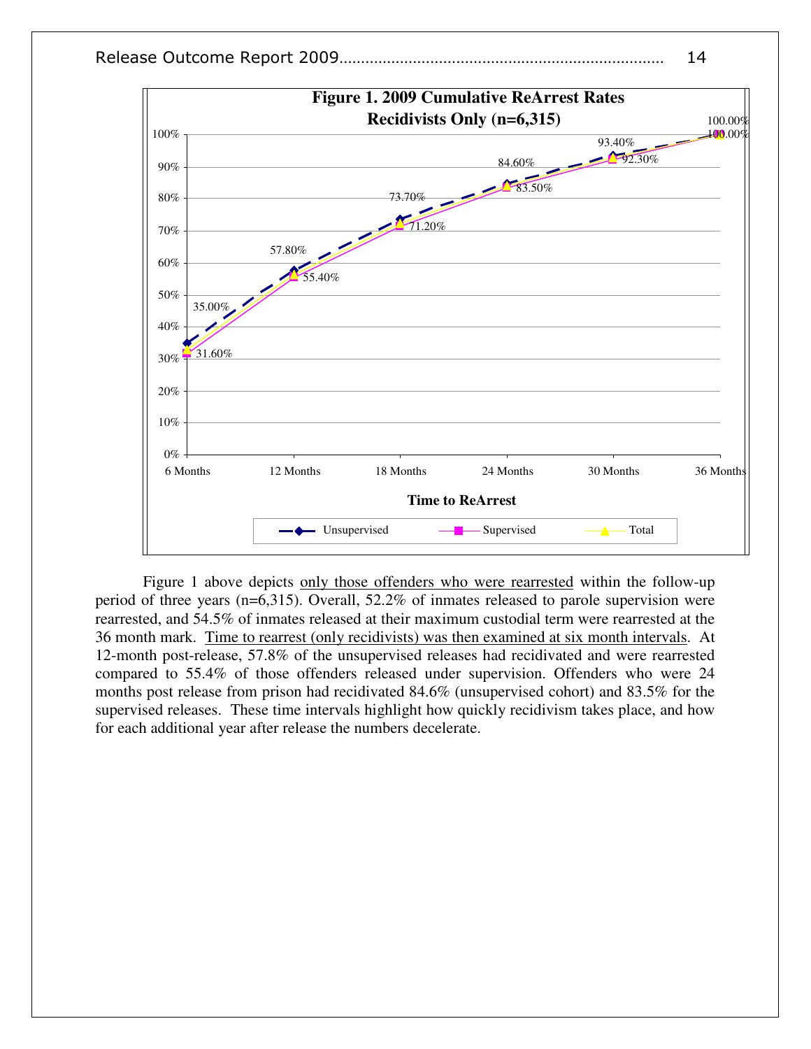**Figure 1. 2009 Cumulative ReArrest Rates Recidivists Only (n=6,315)**

| Time to ReArrest | Unsupervised | Supervised |
|---|---|---|
| 6 Months | 35.00% | 31.60% |
| 12 Months | 57.80% | 55.40% |
| 18 Months | 73.70% | 71.20% |
| 24 Months | 84.60% | 83.50% |
| 30 Months | 93.40% | 92.30% |
| 36 Months | 100.00% | 100.00% |

Figure 1 above depicts <u>only those offenders who were rearrested</u> within the follow-up period of three years (n=6,315). Overall, 52.2% of inmates released to parole supervision were rearrested, and 54.5% of inmates released at their maximum custodial term were rearrested at the 36 month mark. <u>Time to rearrest (only recidivists) was then examined at six month intervals</u>. At 12-month post-release, 57.8% of the unsupervised releases had recidivated and were rearrested compared to 55.4% of those offenders released under supervision. Offenders who were 24 months post release from prison had recidivated 84.6% (unsupervised cohort) and 83.5% for the supervised releases. These time intervals highlight how quickly recidivism takes place, and how for each additional year after release the numbers decelerate.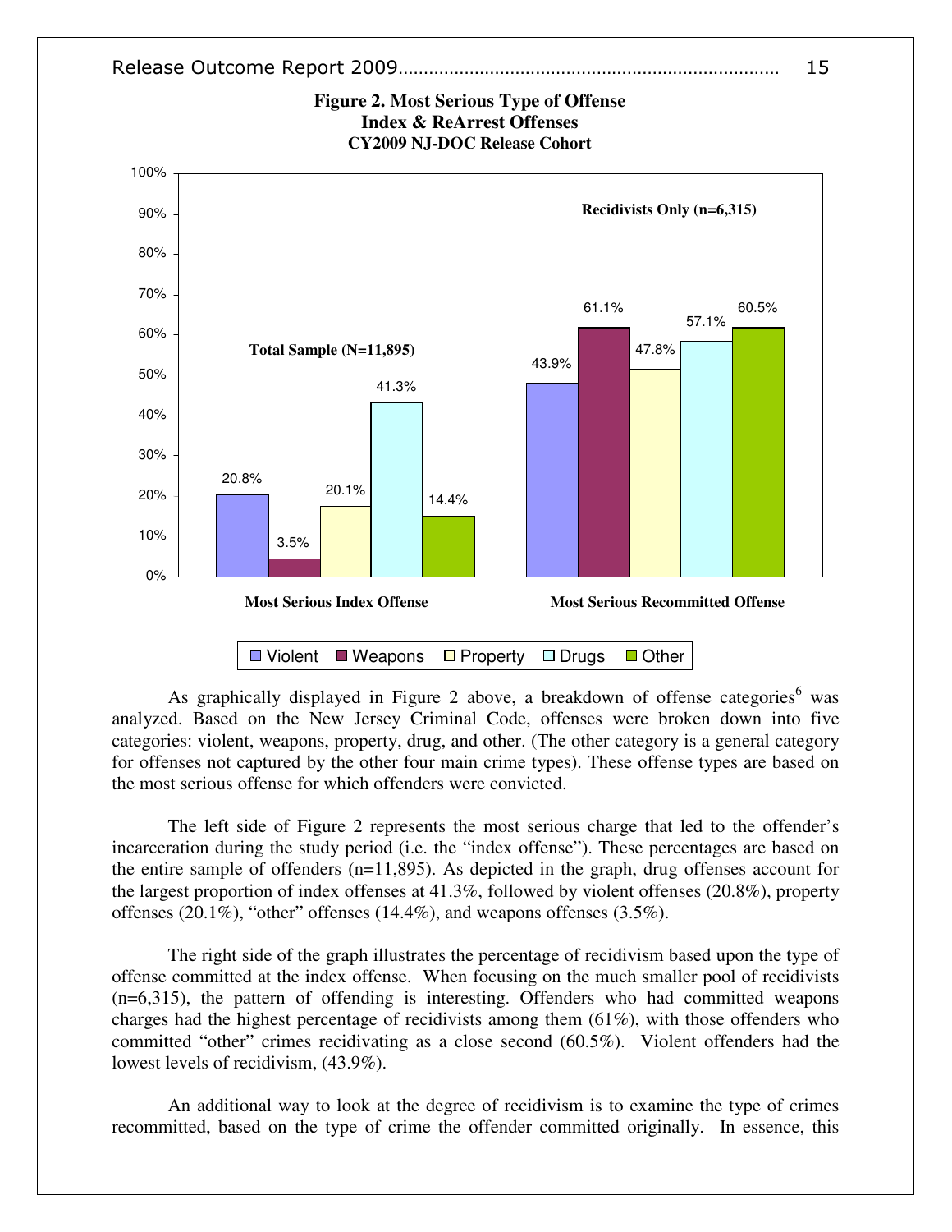**Figure 2. Most Serious Type of Offense**
**Index & ReArrest Offenses**
**CY2009 NJ-DOC Release Cohort**

| | Violent | Weapons | Property | Drugs | Other |
|---|---|---|---|---|---|
| Most Serious Index Offense (Total Sample, N=11,895) | 20.8% | 3.5% | 20.1% | 41.3% | 14.4% |
| Most Serious Recommitted Offense (Recidivists Only, n=6,315) | 43.9% | 61.1% | 47.8% | 57.1% | 60.5% |

As graphically displayed in Figure 2 above, a breakdown of offense categories[6] was analyzed. Based on the New Jersey Criminal Code, offenses were broken down into five categories: violent, weapons, property, drug, and other. (The other category is a general category for offenses not captured by the other four main crime types). These offense types are based on the most serious offense for which offenders were convicted.

The left side of Figure 2 represents the most serious charge that led to the offender's incarceration during the study period (i.e. the "index offense"). These percentages are based on the entire sample of offenders (n=11,895). As depicted in the graph, drug offenses account for the largest proportion of index offenses at 41.3%, followed by violent offenses (20.8%), property offenses (20.1%), "other" offenses (14.4%), and weapons offenses (3.5%).

The right side of the graph illustrates the percentage of recidivism based upon the type of offense committed at the index offense. When focusing on the much smaller pool of recidivists (n=6,315), the pattern of offending is interesting. Offenders who had committed weapons charges had the highest percentage of recidivists among them (61%), with those offenders who committed "other" crimes recidivating as a close second (60.5%). Violent offenders had the lowest levels of recidivism, (43.9%).

An additional way to look at the degree of recidivism is to examine the type of crimes recommitted, based on the type of crime the offender committed originally. In essence, this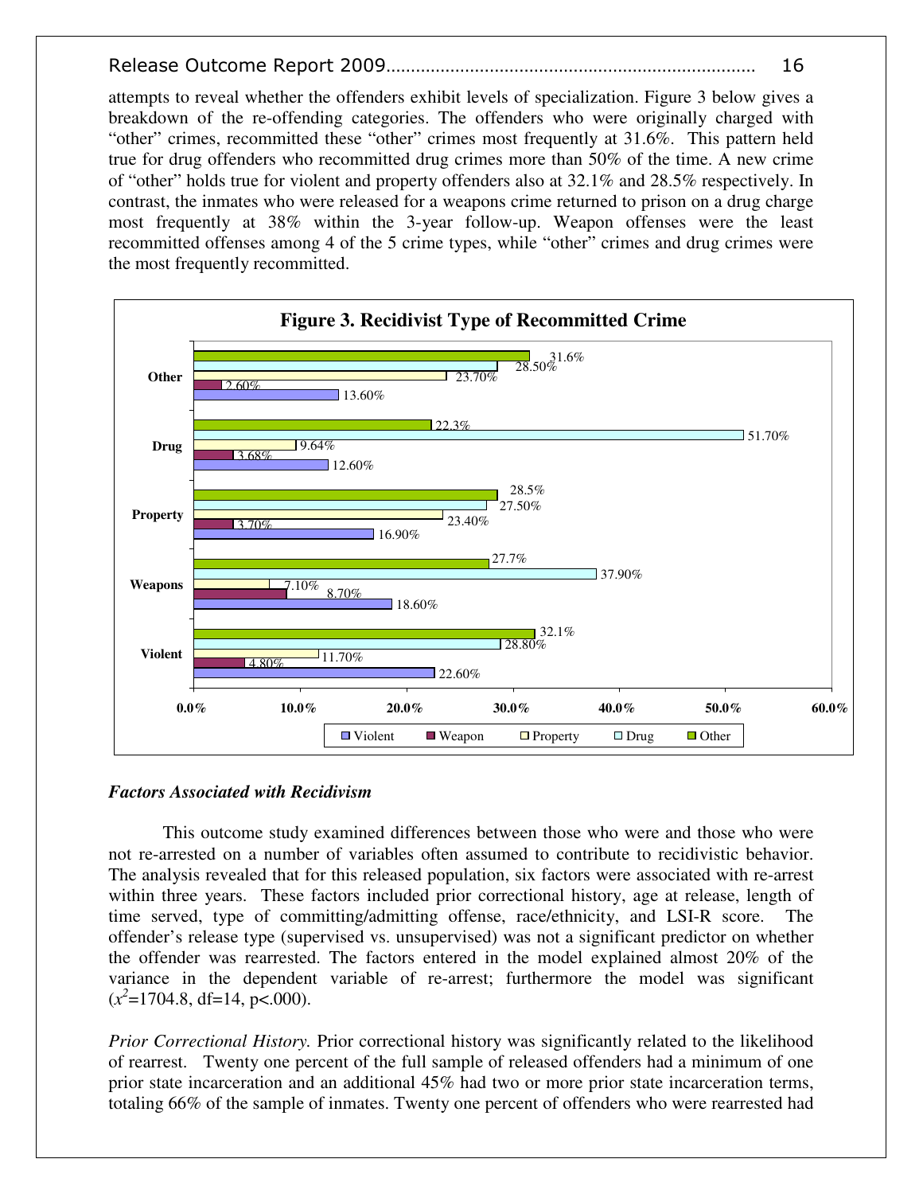attempts to reveal whether the offenders exhibit levels of specialization. Figure 3 below gives a breakdown of the re-offending categories. The offenders who were originally charged with "other" crimes, recommitted these "other" crimes most frequently at 31.6%. This pattern held true for drug offenders who recommitted drug crimes more than 50% of the time. A new crime of "other" holds true for violent and property offenders also at 32.1% and 28.5% respectively. In contrast, the inmates who were released for a weapons crime returned to prison on a drug charge most frequently at 38% within the 3-year follow-up. Weapon offenses were the least recommitted offenses among 4 of the 5 crime types, while "other" crimes and drug crimes were the most frequently recommitted.

**Figure 3. Recidivist Type of Recommitted Crime**

| | Violent | Weapon | Property | Drug | Other |
|---|---|---|---|---|---|
| Other | 13.60% | 2.60% | 23.70% | 28.50% | 31.6% |
| Drug | 12.60% | 3.68% | 9.64% | 51.70% | 22.3% |
| Property | 16.90% | 3.70% | 23.40% | 27.50% | 28.5% |
| Weapons | 18.60% | 8.70% | 7.10% | 37.90% | 27.7% |
| Violent | 22.60% | 4.80% | 11.70% | 28.80% | 32.1% |

### *Factors Associated with Recidivism*

This outcome study examined differences between those who were and those who were not re-arrested on a number of variables often assumed to contribute to recidivistic behavior. The analysis revealed that for this released population, six factors were associated with re-arrest within three years. These factors included prior correctional history, age at release, length of time served, type of committing/admitting offense, race/ethnicity, and LSI-R score. The offender's release type (supervised vs. unsupervised) was not a significant predictor on whether the offender was rearrested. The factors entered in the model explained almost 20% of the variance in the dependent variable of re-arrest; furthermore the model was significant ($x^2$=1704.8, df=14, p<.000).

*Prior Correctional History.* Prior correctional history was significantly related to the likelihood of rearrest. Twenty one percent of the full sample of released offenders had a minimum of one prior state incarceration and an additional 45% had two or more prior state incarceration terms, totaling 66% of the sample of inmates. Twenty one percent of offenders who were rearrested had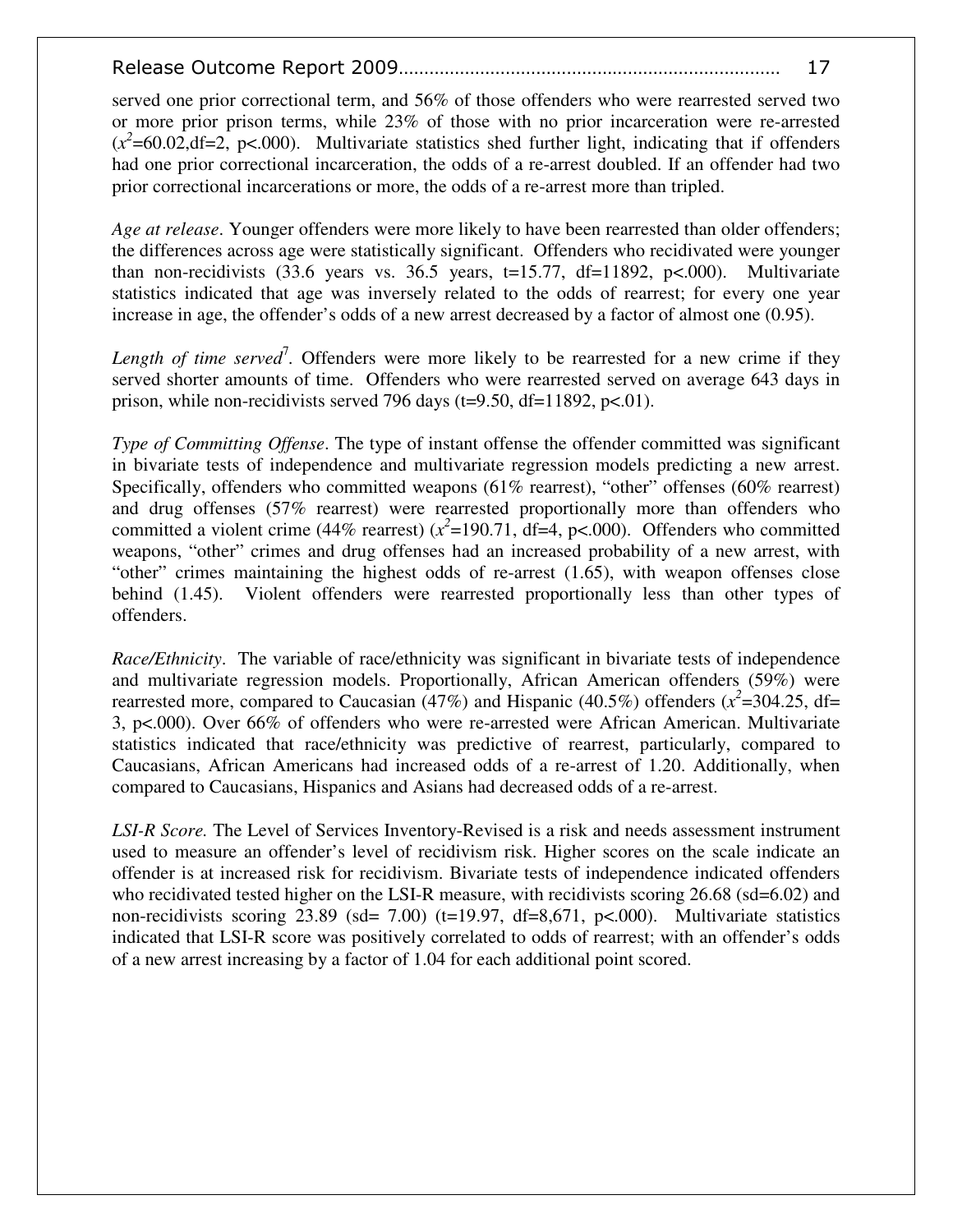served one prior correctional term, and 56% of those offenders who were rearrested served two or more prior prison terms, while 23% of those with no prior incarceration were re-arrested ($x^2$=60.02,df=2, p<.000). Multivariate statistics shed further light, indicating that if offenders had one prior correctional incarceration, the odds of a re-arrest doubled. If an offender had two prior correctional incarcerations or more, the odds of a re-arrest more than tripled.

*Age at release*. Younger offenders were more likely to have been rearrested than older offenders; the differences across age were statistically significant. Offenders who recidivated were younger than non-recidivists (33.6 years vs. 36.5 years, t=15.77, df=11892, p<.000). Multivariate statistics indicated that age was inversely related to the odds of rearrest; for every one year increase in age, the offender's odds of a new arrest decreased by a factor of almost one (0.95).

*Length of time served*[7]. Offenders were more likely to be rearrested for a new crime if they served shorter amounts of time. Offenders who were rearrested served on average 643 days in prison, while non-recidivists served 796 days (t=9.50, df=11892, p<.01).

*Type of Committing Offense*. The type of instant offense the offender committed was significant in bivariate tests of independence and multivariate regression models predicting a new arrest. Specifically, offenders who committed weapons (61% rearrest), "other" offenses (60% rearrest) and drug offenses (57% rearrest) were rearrested proportionally more than offenders who committed a violent crime (44% rearrest) ($x^2$=190.71, df=4, p<.000). Offenders who committed weapons, "other" crimes and drug offenses had an increased probability of a new arrest, with "other" crimes maintaining the highest odds of re-arrest (1.65), with weapon offenses close behind (1.45). Violent offenders were rearrested proportionally less than other types of offenders.

*Race/Ethnicity*. The variable of race/ethnicity was significant in bivariate tests of independence and multivariate regression models. Proportionally, African American offenders (59%) were rearrested more, compared to Caucasian (47%) and Hispanic (40.5%) offenders ($x^2$=304.25, df= 3, p<.000). Over 66% of offenders who were re-arrested were African American. Multivariate statistics indicated that race/ethnicity was predictive of rearrest, particularly, compared to Caucasians, African Americans had increased odds of a re-arrest of 1.20. Additionally, when compared to Caucasians, Hispanics and Asians had decreased odds of a re-arrest.

*LSI-R Score.* The Level of Services Inventory-Revised is a risk and needs assessment instrument used to measure an offender's level of recidivism risk. Higher scores on the scale indicate an offender is at increased risk for recidivism. Bivariate tests of independence indicated offenders who recidivated tested higher on the LSI-R measure, with recidivists scoring 26.68 (sd=6.02) and non-recidivists scoring 23.89 (sd= 7.00) (t=19.97, df=8,671, p<.000). Multivariate statistics indicated that LSI-R score was positively correlated to odds of rearrest; with an offender's odds of a new arrest increasing by a factor of 1.04 for each additional point scored.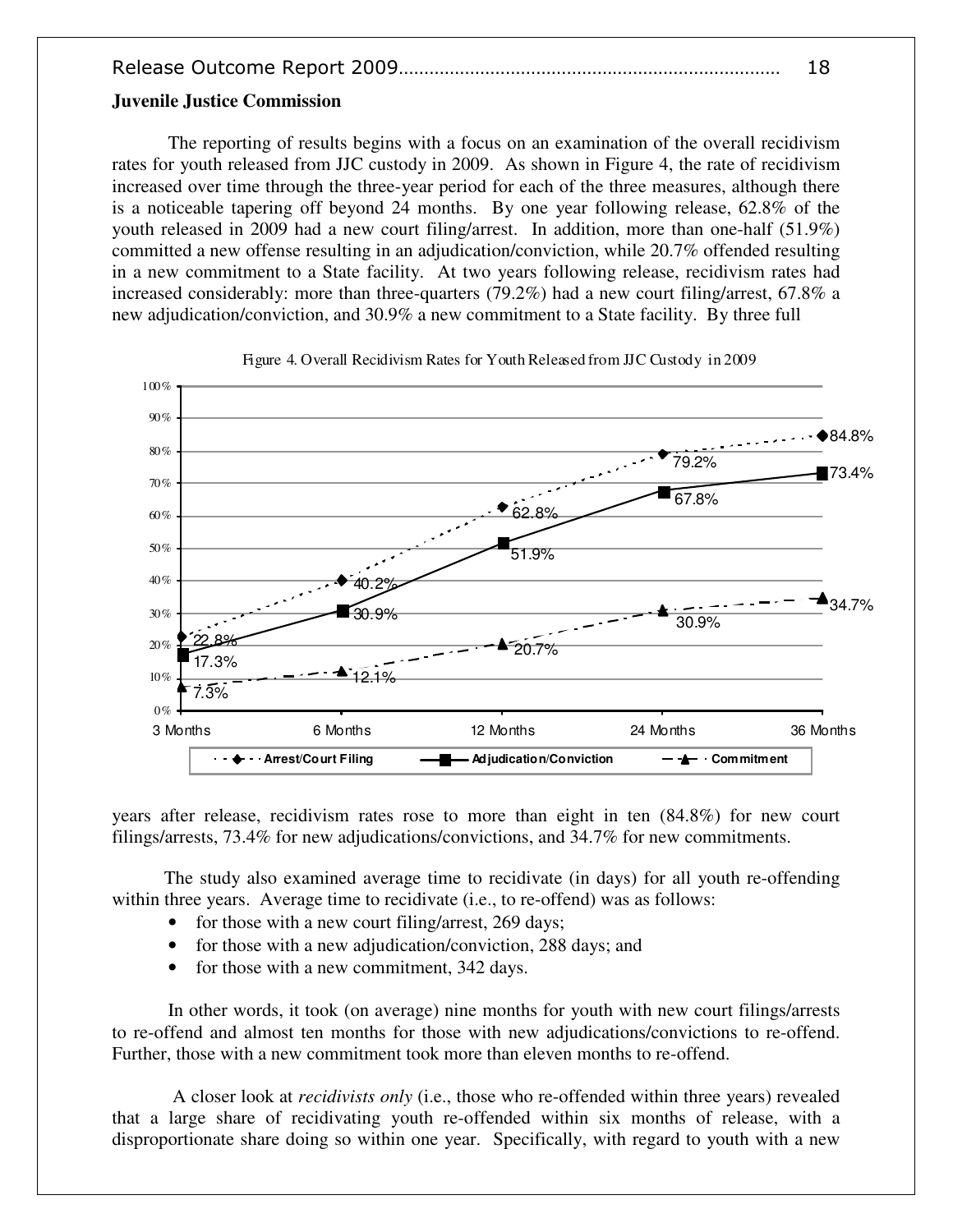**Juvenile Justice Commission**

The reporting of results begins with a focus on an examination of the overall recidivism rates for youth released from JJC custody in 2009. As shown in Figure 4, the rate of recidivism increased over time through the three-year period for each of the three measures, although there is a noticeable tapering off beyond 24 months. By one year following release, 62.8% of the youth released in 2009 had a new court filing/arrest. In addition, more than one-half (51.9%) committed a new offense resulting in an adjudication/conviction, while 20.7% offended resulting in a new commitment to a State facility. At two years following release, recidivism rates had increased considerably: more than three-quarters (79.2%) had a new court filing/arrest, 67.8% a new adjudication/conviction, and 30.9% a new commitment to a State facility. By three full years after release, recidivism rates rose to more than eight in ten (84.8%) for new court filings/arrests, 73.4% for new adjudications/convictions, and 34.7% for new commitments.

Figure 4. Overall Recidivism Rates for Youth Released from JJC Custody in 2009

| | 3 Months | 6 Months | 12 Months | 24 Months | 36 Months |
|---|---|---|---|---|---|
| Arrest/Court Filing | 22.8% | 40.2% | 62.8% | 79.2% | 84.8% |
| Adjudication/Conviction | 17.3% | 30.9% | 51.9% | 67.8% | 73.4% |
| Commitment | 7.3% | 12.1% | 20.7% | 30.9% | 34.7% |

The study also examined average time to recidivate (in days) for all youth re-offending within three years. Average time to recidivate (i.e., to re-offend) was as follows:

- for those with a new court filing/arrest, 269 days;
- for those with a new adjudication/conviction, 288 days; and
- for those with a new commitment, 342 days.

In other words, it took (on average) nine months for youth with new court filings/arrests to re-offend and almost ten months for those with new adjudications/convictions to re-offend. Further, those with a new commitment took more than eleven months to re-offend.

A closer look at *recidivists only* (i.e., those who re-offended within three years) revealed that a large share of recidivating youth re-offended within six months of release, with a disproportionate share doing so within one year. Specifically, with regard to youth with a new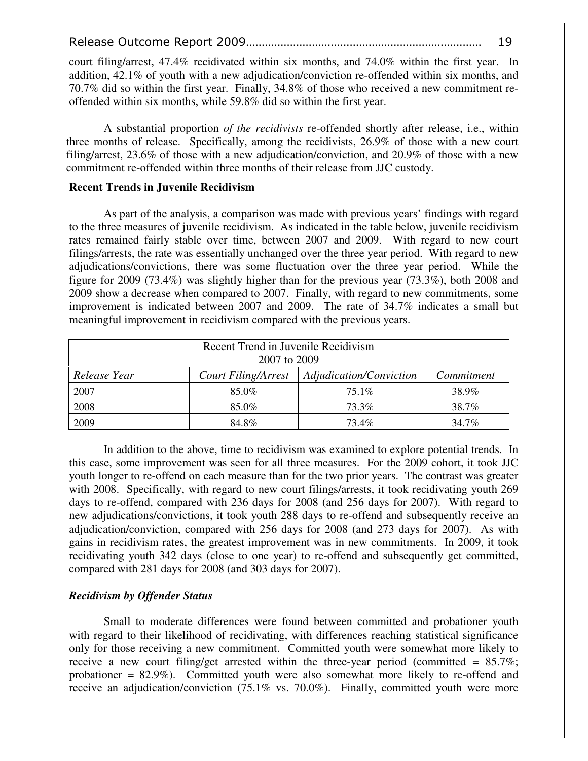court filing/arrest, 47.4% recidivated within six months, and 74.0% within the first year. In addition, 42.1% of youth with a new adjudication/conviction re-offended within six months, and 70.7% did so within the first year. Finally, 34.8% of those who received a new commitment re-offended within six months, while 59.8% did so within the first year.

A substantial proportion *of the recidivists* re-offended shortly after release, i.e., within three months of release. Specifically, among the recidivists, 26.9% of those with a new court filing/arrest, 23.6% of those with a new adjudication/conviction, and 20.9% of those with a new commitment re-offended within three months of their release from JJC custody.

### Recent Trends in Juvenile Recidivism

As part of the analysis, a comparison was made with previous years' findings with regard to the three measures of juvenile recidivism. As indicated in the table below, juvenile recidivism rates remained fairly stable over time, between 2007 and 2009. With regard to new court filings/arrests, the rate was essentially unchanged over the three year period. With regard to new adjudications/convictions, there was some fluctuation over the three year period. While the figure for 2009 (73.4%) was slightly higher than for the previous year (73.3%), both 2008 and 2009 show a decrease when compared to 2007. Finally, with regard to new commitments, some improvement is indicated between 2007 and 2009. The rate of 34.7% indicates a small but meaningful improvement in recidivism compared with the previous years.

| Recent Trend in Juvenile Recidivism 2007 to 2009 | | | |
|---|---|---|---|
| *Release Year* | *Court Filing/Arrest* | *Adjudication/Conviction* | *Commitment* |
| 2007 | 85.0% | 75.1% | 38.9% |
| 2008 | 85.0% | 73.3% | 38.7% |
| 2009 | 84.8% | 73.4% | 34.7% |

In addition to the above, time to recidivism was examined to explore potential trends. In this case, some improvement was seen for all three measures. For the 2009 cohort, it took JJC youth longer to re-offend on each measure than for the two prior years. The contrast was greater with 2008. Specifically, with regard to new court filings/arrests, it took recidivating youth 269 days to re-offend, compared with 236 days for 2008 (and 256 days for 2007). With regard to new adjudications/convictions, it took youth 288 days to re-offend and subsequently receive an adjudication/conviction, compared with 256 days for 2008 (and 273 days for 2007). As with gains in recidivism rates, the greatest improvement was in new commitments. In 2009, it took recidivating youth 342 days (close to one year) to re-offend and subsequently get committed, compared with 281 days for 2008 (and 303 days for 2007).

#### *Recidivism by Offender Status*

Small to moderate differences were found between committed and probationer youth with regard to their likelihood of recidivating, with differences reaching statistical significance only for those receiving a new commitment. Committed youth were somewhat more likely to receive a new court filing/get arrested within the three-year period (committed = 85.7%; probationer = 82.9%). Committed youth were also somewhat more likely to re-offend and receive an adjudication/conviction (75.1% vs. 70.0%). Finally, committed youth were more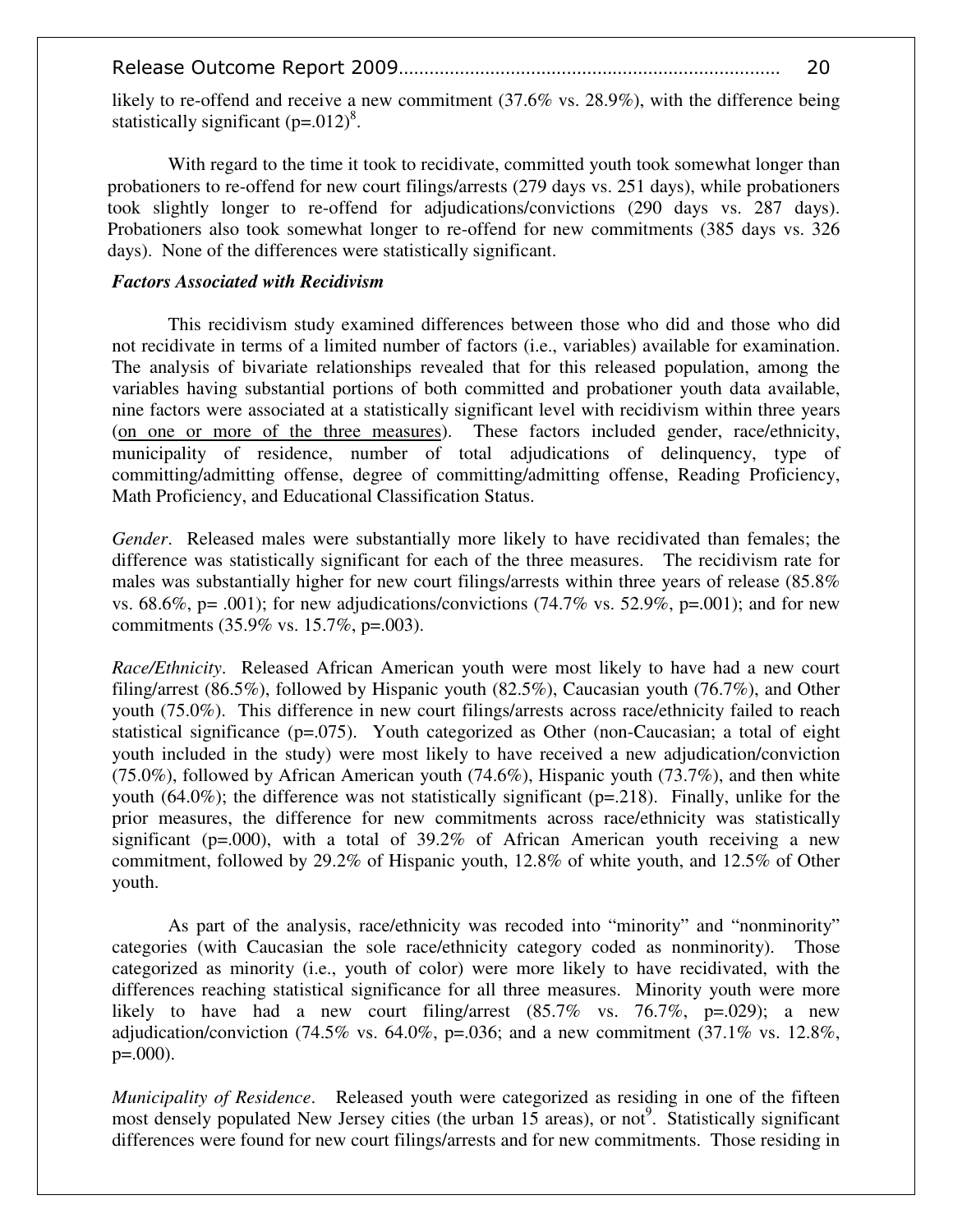likely to re-offend and receive a new commitment (37.6% vs. 28.9%), with the difference being statistically significant (p=.012)[8].

With regard to the time it took to recidivate, committed youth took somewhat longer than probationers to re-offend for new court filings/arrests (279 days vs. 251 days), while probationers took slightly longer to re-offend for adjudications/convictions (290 days vs. 287 days). Probationers also took somewhat longer to re-offend for new commitments (385 days vs. 326 days). None of the differences were statistically significant.

***Factors Associated with Recidivism***

This recidivism study examined differences between those who did and those who did not recidivate in terms of a limited number of factors (i.e., variables) available for examination. The analysis of bivariate relationships revealed that for this released population, among the variables having substantial portions of both committed and probationer youth data available, nine factors were associated at a statistically significant level with recidivism within three years (<u>on one or more of the three measures</u>). These factors included gender, race/ethnicity, municipality of residence, number of total adjudications of delinquency, type of committing/admitting offense, degree of committing/admitting offense, Reading Proficiency, Math Proficiency, and Educational Classification Status.

*Gender*. Released males were substantially more likely to have recidivated than females; the difference was statistically significant for each of the three measures. The recidivism rate for males was substantially higher for new court filings/arrests within three years of release (85.8% vs. 68.6%, p= .001); for new adjudications/convictions (74.7% vs. 52.9%, p=.001); and for new commitments (35.9% vs. 15.7%, p=.003).

*Race/Ethnicity*. Released African American youth were most likely to have had a new court filing/arrest (86.5%), followed by Hispanic youth (82.5%), Caucasian youth (76.7%), and Other youth (75.0%). This difference in new court filings/arrests across race/ethnicity failed to reach statistical significance (p=.075). Youth categorized as Other (non-Caucasian; a total of eight youth included in the study) were most likely to have received a new adjudication/conviction (75.0%), followed by African American youth (74.6%), Hispanic youth (73.7%), and then white youth (64.0%); the difference was not statistically significant (p=.218). Finally, unlike for the prior measures, the difference for new commitments across race/ethnicity was statistically significant (p=.000), with a total of 39.2% of African American youth receiving a new commitment, followed by 29.2% of Hispanic youth, 12.8% of white youth, and 12.5% of Other youth.

As part of the analysis, race/ethnicity was recoded into "minority" and "nonminority" categories (with Caucasian the sole race/ethnicity category coded as nonminority). Those categorized as minority (i.e., youth of color) were more likely to have recidivated, with the differences reaching statistical significance for all three measures. Minority youth were more likely to have had a new court filing/arrest (85.7% vs. 76.7%, p=.029); a new adjudication/conviction (74.5% vs. 64.0%, p=.036; and a new commitment (37.1% vs. 12.8%, p=.000).

*Municipality of Residence*. Released youth were categorized as residing in one of the fifteen most densely populated New Jersey cities (the urban 15 areas), or not[9]. Statistically significant differences were found for new court filings/arrests and for new commitments. Those residing in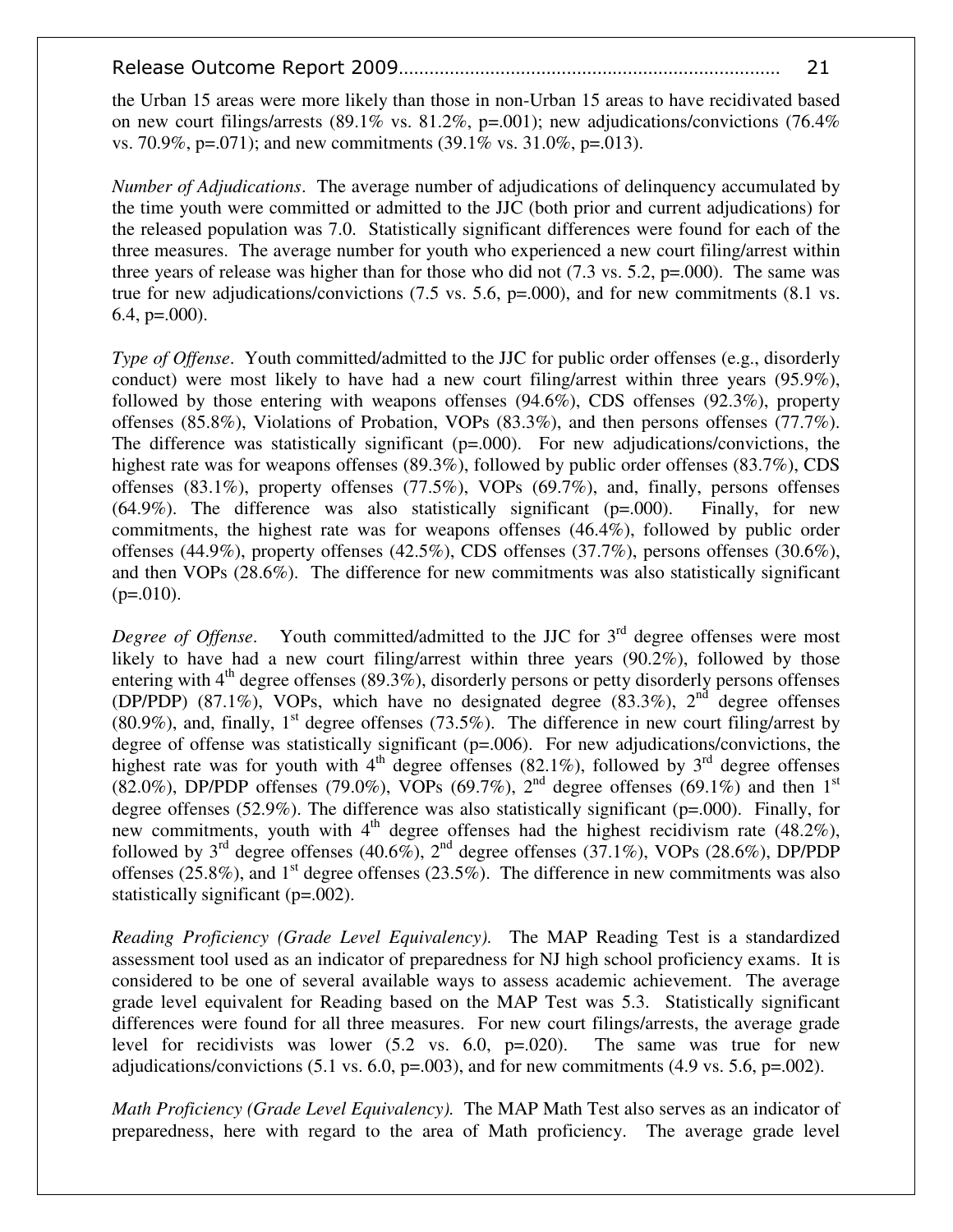the Urban 15 areas were more likely than those in non-Urban 15 areas to have recidivated based on new court filings/arrests (89.1% vs. 81.2%, p=.001); new adjudications/convictions (76.4% vs. 70.9%, p=.071); and new commitments (39.1% vs. 31.0%, p=.013).

*Number of Adjudications*. The average number of adjudications of delinquency accumulated by the time youth were committed or admitted to the JJC (both prior and current adjudications) for the released population was 7.0. Statistically significant differences were found for each of the three measures. The average number for youth who experienced a new court filing/arrest within three years of release was higher than for those who did not (7.3 vs. 5.2, p=.000). The same was true for new adjudications/convictions (7.5 vs. 5.6, p=.000), and for new commitments (8.1 vs. 6.4, p=.000).

*Type of Offense*. Youth committed/admitted to the JJC for public order offenses (e.g., disorderly conduct) were most likely to have had a new court filing/arrest within three years (95.9%), followed by those entering with weapons offenses (94.6%), CDS offenses (92.3%), property offenses (85.8%), Violations of Probation, VOPs (83.3%), and then persons offenses (77.7%). The difference was statistically significant (p=.000). For new adjudications/convictions, the highest rate was for weapons offenses (89.3%), followed by public order offenses (83.7%), CDS offenses (83.1%), property offenses (77.5%), VOPs (69.7%), and, finally, persons offenses (64.9%). The difference was also statistically significant (p=.000). Finally, for new commitments, the highest rate was for weapons offenses (46.4%), followed by public order offenses (44.9%), property offenses (42.5%), CDS offenses (37.7%), persons offenses (30.6%), and then VOPs (28.6%). The difference for new commitments was also statistically significant (p=.010).

*Degree of Offense*. Youth committed/admitted to the JJC for 3rd degree offenses were most likely to have had a new court filing/arrest within three years (90.2%), followed by those entering with 4th degree offenses (89.3%), disorderly persons or petty disorderly persons offenses (DP/PDP) (87.1%), VOPs, which have no designated degree (83.3%), 2nd degree offenses (80.9%), and, finally, 1st degree offenses (73.5%). The difference in new court filing/arrest by degree of offense was statistically significant (p=.006). For new adjudications/convictions, the highest rate was for youth with 4th degree offenses (82.1%), followed by 3rd degree offenses (82.0%), DP/PDP offenses (79.0%), VOPs (69.7%), 2nd degree offenses (69.1%) and then 1st degree offenses (52.9%). The difference was also statistically significant (p=.000). Finally, for new commitments, youth with 4th degree offenses had the highest recidivism rate (48.2%), followed by 3rd degree offenses (40.6%), 2nd degree offenses (37.1%), VOPs (28.6%), DP/PDP offenses (25.8%), and 1st degree offenses (23.5%). The difference in new commitments was also statistically significant (p=.002).

*Reading Proficiency (Grade Level Equivalency).* The MAP Reading Test is a standardized assessment tool used as an indicator of preparedness for NJ high school proficiency exams. It is considered to be one of several available ways to assess academic achievement. The average grade level equivalent for Reading based on the MAP Test was 5.3. Statistically significant differences were found for all three measures. For new court filings/arrests, the average grade level for recidivists was lower (5.2 vs. 6.0, p=.020). The same was true for new adjudications/convictions (5.1 vs. 6.0, p=.003), and for new commitments (4.9 vs. 5.6, p=.002).

*Math Proficiency (Grade Level Equivalency).* The MAP Math Test also serves as an indicator of preparedness, here with regard to the area of Math proficiency. The average grade level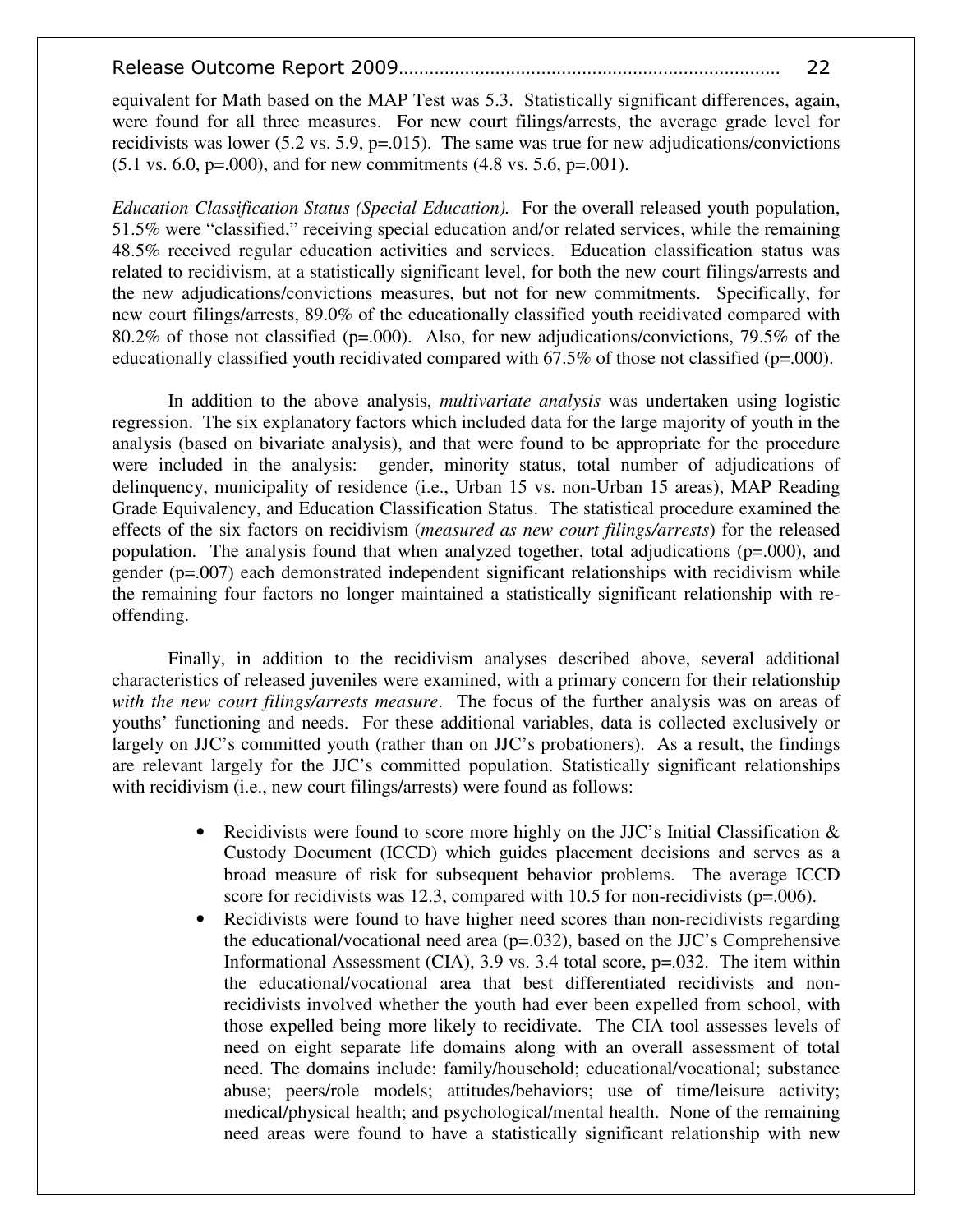equivalent for Math based on the MAP Test was 5.3. Statistically significant differences, again, were found for all three measures. For new court filings/arrests, the average grade level for recidivists was lower (5.2 vs. 5.9, p=.015). The same was true for new adjudications/convictions (5.1 vs. 6.0, p=.000), and for new commitments (4.8 vs. 5.6, p=.001).

*Education Classification Status (Special Education).* For the overall released youth population, 51.5% were "classified," receiving special education and/or related services, while the remaining 48.5% received regular education activities and services. Education classification status was related to recidivism, at a statistically significant level, for both the new court filings/arrests and the new adjudications/convictions measures, but not for new commitments. Specifically, for new court filings/arrests, 89.0% of the educationally classified youth recidivated compared with 80.2% of those not classified (p=.000). Also, for new adjudications/convictions, 79.5% of the educationally classified youth recidivated compared with 67.5% of those not classified (p=.000).

In addition to the above analysis, *multivariate analysis* was undertaken using logistic regression. The six explanatory factors which included data for the large majority of youth in the analysis (based on bivariate analysis), and that were found to be appropriate for the procedure were included in the analysis: gender, minority status, total number of adjudications of delinquency, municipality of residence (i.e., Urban 15 vs. non-Urban 15 areas), MAP Reading Grade Equivalency, and Education Classification Status. The statistical procedure examined the effects of the six factors on recidivism (*measured as new court filings/arrests*) for the released population. The analysis found that when analyzed together, total adjudications (p=.000), and gender (p=.007) each demonstrated independent significant relationships with recidivism while the remaining four factors no longer maintained a statistically significant relationship with re-offending.

Finally, in addition to the recidivism analyses described above, several additional characteristics of released juveniles were examined, with a primary concern for their relationship *with the new court filings/arrests measure*. The focus of the further analysis was on areas of youths' functioning and needs. For these additional variables, data is collected exclusively or largely on JJC's committed youth (rather than on JJC's probationers). As a result, the findings are relevant largely for the JJC's committed population. Statistically significant relationships with recidivism (i.e., new court filings/arrests) were found as follows:

- Recidivists were found to score more highly on the JJC's Initial Classification & Custody Document (ICCD) which guides placement decisions and serves as a broad measure of risk for subsequent behavior problems. The average ICCD score for recidivists was 12.3, compared with 10.5 for non-recidivists (p=.006).
- Recidivists were found to have higher need scores than non-recidivists regarding the educational/vocational need area (p=.032), based on the JJC's Comprehensive Informational Assessment (CIA), 3.9 vs. 3.4 total score, p=.032. The item within the educational/vocational area that best differentiated recidivists and non-recidivists involved whether the youth had ever been expelled from school, with those expelled being more likely to recidivate. The CIA tool assesses levels of need on eight separate life domains along with an overall assessment of total need. The domains include: family/household; educational/vocational; substance abuse; peers/role models; attitudes/behaviors; use of time/leisure activity; medical/physical health; and psychological/mental health. None of the remaining need areas were found to have a statistically significant relationship with new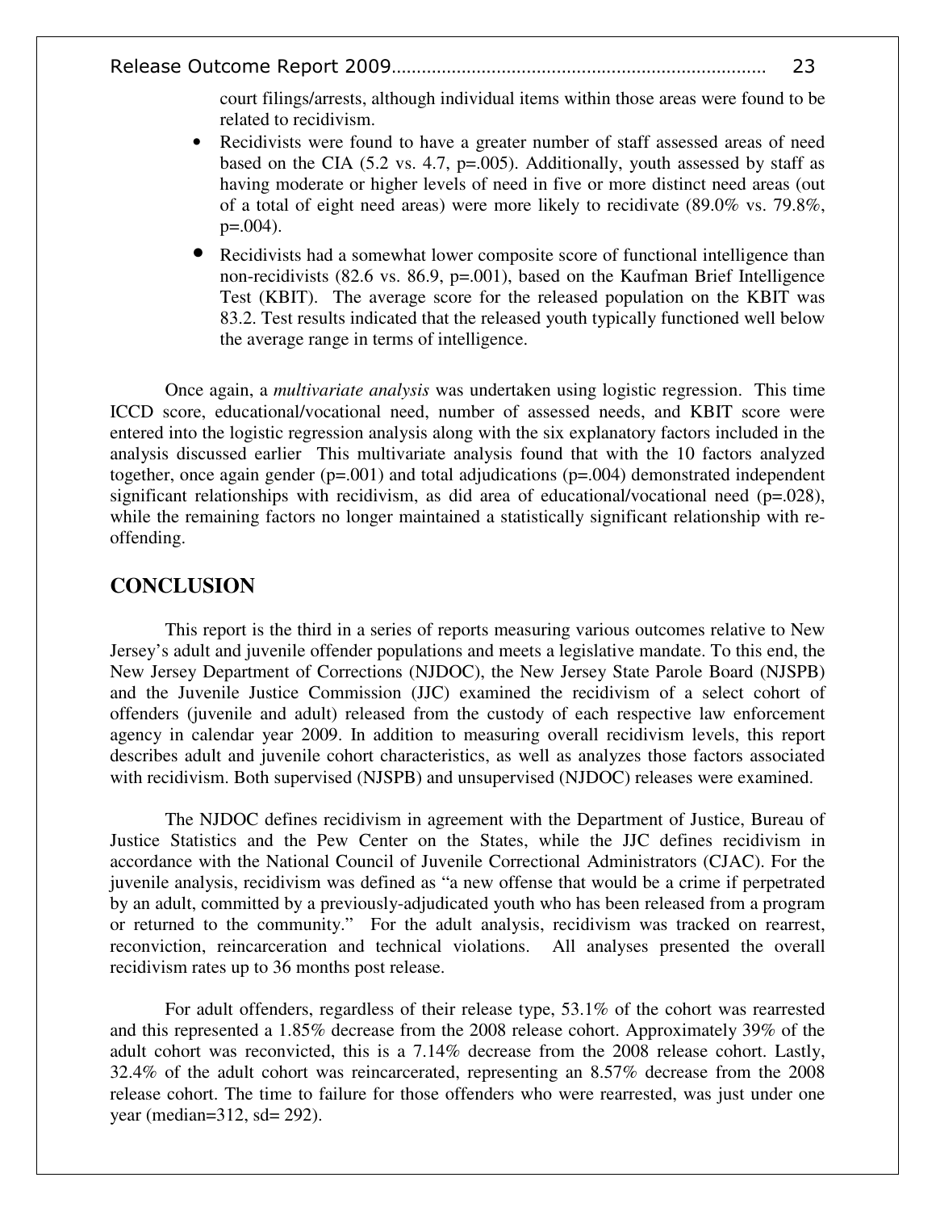court filings/arrests, although individual items within those areas were found to be related to recidivism.

- Recidivists were found to have a greater number of staff assessed areas of need based on the CIA (5.2 vs. 4.7, p=.005). Additionally, youth assessed by staff as having moderate or higher levels of need in five or more distinct need areas (out of a total of eight need areas) were more likely to recidivate (89.0% vs. 79.8%, p=.004).
- Recidivists had a somewhat lower composite score of functional intelligence than non-recidivists (82.6 vs. 86.9, p=.001), based on the Kaufman Brief Intelligence Test (KBIT). The average score for the released population on the KBIT was 83.2. Test results indicated that the released youth typically functioned well below the average range in terms of intelligence.

Once again, a *multivariate analysis* was undertaken using logistic regression. This time ICCD score, educational/vocational need, number of assessed needs, and KBIT score were entered into the logistic regression analysis along with the six explanatory factors included in the analysis discussed earlier This multivariate analysis found that with the 10 factors analyzed together, once again gender (p=.001) and total adjudications (p=.004) demonstrated independent significant relationships with recidivism, as did area of educational/vocational need (p=.028), while the remaining factors no longer maintained a statistically significant relationship with re-offending.

## CONCLUSION

This report is the third in a series of reports measuring various outcomes relative to New Jersey's adult and juvenile offender populations and meets a legislative mandate. To this end, the New Jersey Department of Corrections (NJDOC), the New Jersey State Parole Board (NJSPB) and the Juvenile Justice Commission (JJC) examined the recidivism of a select cohort of offenders (juvenile and adult) released from the custody of each respective law enforcement agency in calendar year 2009. In addition to measuring overall recidivism levels, this report describes adult and juvenile cohort characteristics, as well as analyzes those factors associated with recidivism. Both supervised (NJSPB) and unsupervised (NJDOC) releases were examined.

The NJDOC defines recidivism in agreement with the Department of Justice, Bureau of Justice Statistics and the Pew Center on the States, while the JJC defines recidivism in accordance with the National Council of Juvenile Correctional Administrators (CJAC). For the juvenile analysis, recidivism was defined as "a new offense that would be a crime if perpetrated by an adult, committed by a previously-adjudicated youth who has been released from a program or returned to the community." For the adult analysis, recidivism was tracked on rearrest, reconviction, reincarceration and technical violations. All analyses presented the overall recidivism rates up to 36 months post release.

For adult offenders, regardless of their release type, 53.1% of the cohort was rearrested and this represented a 1.85% decrease from the 2008 release cohort. Approximately 39% of the adult cohort was reconvicted, this is a 7.14% decrease from the 2008 release cohort. Lastly, 32.4% of the adult cohort was reincarcerated, representing an 8.57% decrease from the 2008 release cohort. The time to failure for those offenders who were rearrested, was just under one year (median=312, sd= 292).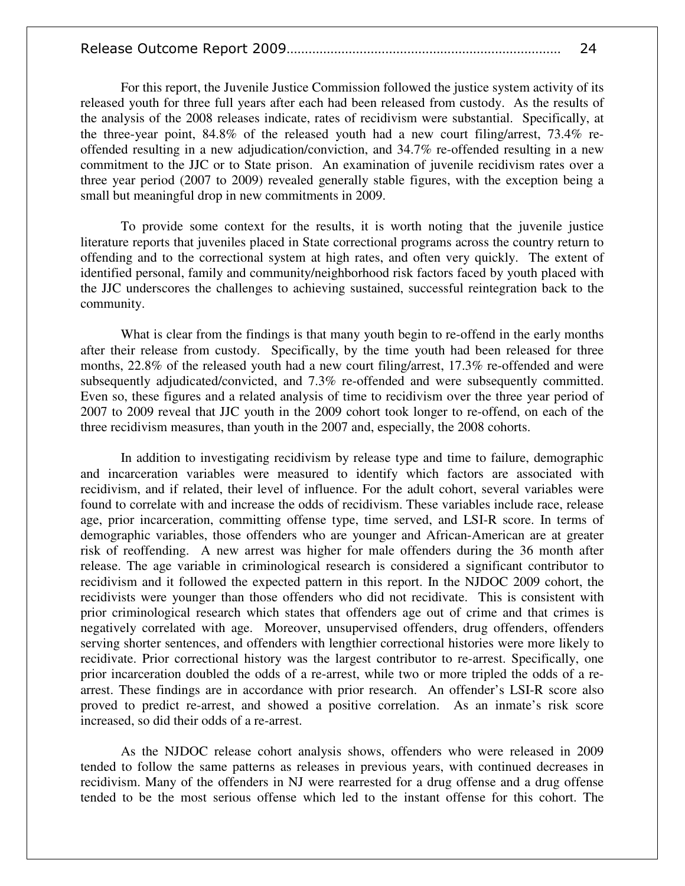For this report, the Juvenile Justice Commission followed the justice system activity of its released youth for three full years after each had been released from custody. As the results of the analysis of the 2008 releases indicate, rates of recidivism were substantial. Specifically, at the three-year point, 84.8% of the released youth had a new court filing/arrest, 73.4% re-offended resulting in a new adjudication/conviction, and 34.7% re-offended resulting in a new commitment to the JJC or to State prison. An examination of juvenile recidivism rates over a three year period (2007 to 2009) revealed generally stable figures, with the exception being a small but meaningful drop in new commitments in 2009.

To provide some context for the results, it is worth noting that the juvenile justice literature reports that juveniles placed in State correctional programs across the country return to offending and to the correctional system at high rates, and often very quickly. The extent of identified personal, family and community/neighborhood risk factors faced by youth placed with the JJC underscores the challenges to achieving sustained, successful reintegration back to the community.

What is clear from the findings is that many youth begin to re-offend in the early months after their release from custody. Specifically, by the time youth had been released for three months, 22.8% of the released youth had a new court filing/arrest, 17.3% re-offended and were subsequently adjudicated/convicted, and 7.3% re-offended and were subsequently committed. Even so, these figures and a related analysis of time to recidivism over the three year period of 2007 to 2009 reveal that JJC youth in the 2009 cohort took longer to re-offend, on each of the three recidivism measures, than youth in the 2007 and, especially, the 2008 cohorts.

In addition to investigating recidivism by release type and time to failure, demographic and incarceration variables were measured to identify which factors are associated with recidivism, and if related, their level of influence. For the adult cohort, several variables were found to correlate with and increase the odds of recidivism. These variables include race, release age, prior incarceration, committing offense type, time served, and LSI-R score. In terms of demographic variables, those offenders who are younger and African-American are at greater risk of reoffending. A new arrest was higher for male offenders during the 36 month after release. The age variable in criminological research is considered a significant contributor to recidivism and it followed the expected pattern in this report. In the NJDOC 2009 cohort, the recidivists were younger than those offenders who did not recidivate. This is consistent with prior criminological research which states that offenders age out of crime and that crimes is negatively correlated with age. Moreover, unsupervised offenders, drug offenders, offenders serving shorter sentences, and offenders with lengthier correctional histories were more likely to recidivate. Prior correctional history was the largest contributor to re-arrest. Specifically, one prior incarceration doubled the odds of a re-arrest, while two or more tripled the odds of a re-arrest. These findings are in accordance with prior research. An offender's LSI-R score also proved to predict re-arrest, and showed a positive correlation. As an inmate's risk score increased, so did their odds of a re-arrest.

As the NJDOC release cohort analysis shows, offenders who were released in 2009 tended to follow the same patterns as releases in previous years, with continued decreases in recidivism. Many of the offenders in NJ were rearrested for a drug offense and a drug offense tended to be the most serious offense which led to the instant offense for this cohort. The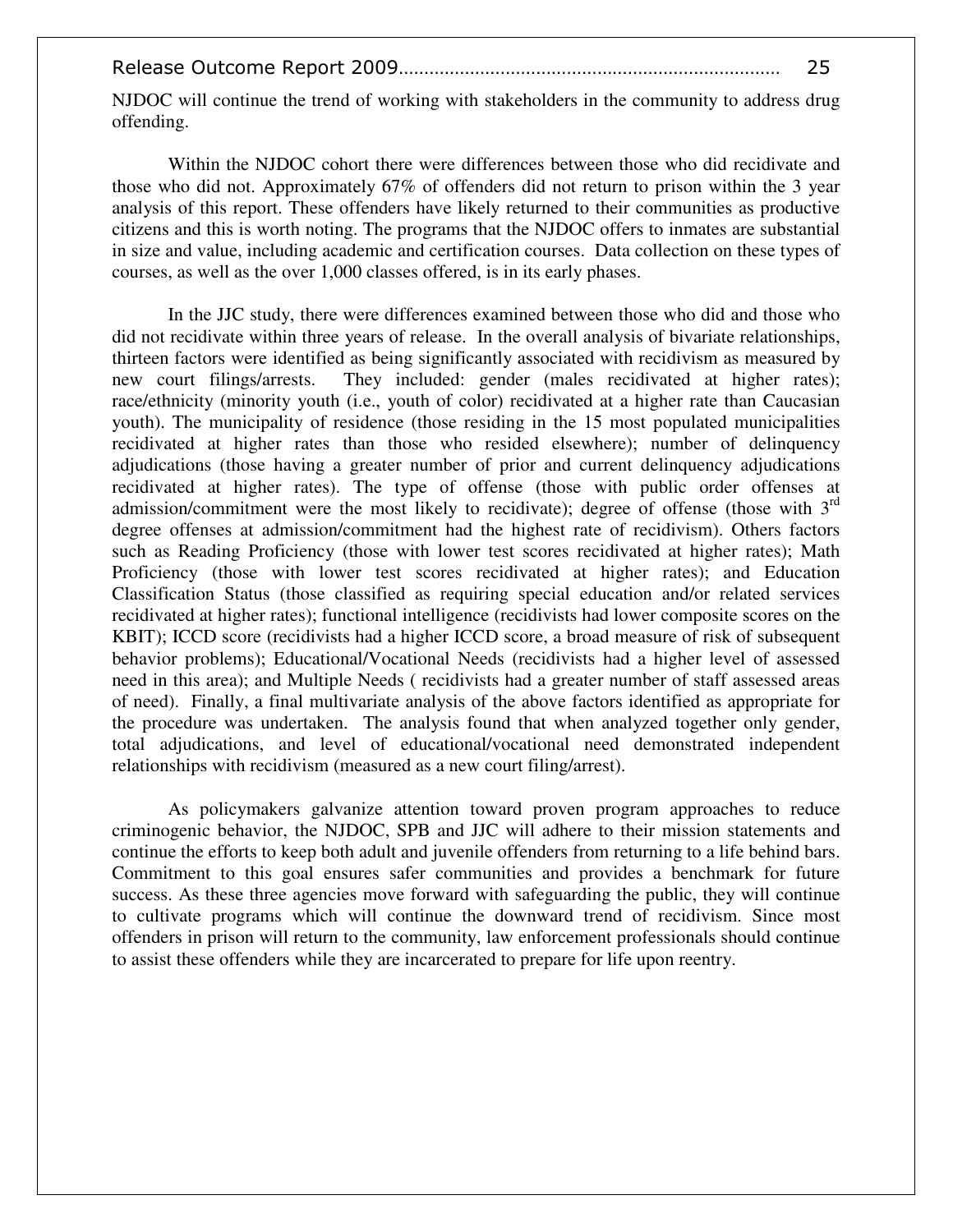NJDOC will continue the trend of working with stakeholders in the community to address drug offending.

Within the NJDOC cohort there were differences between those who did recidivate and those who did not. Approximately 67% of offenders did not return to prison within the 3 year analysis of this report. These offenders have likely returned to their communities as productive citizens and this is worth noting. The programs that the NJDOC offers to inmates are substantial in size and value, including academic and certification courses. Data collection on these types of courses, as well as the over 1,000 classes offered, is in its early phases.

In the JJC study, there were differences examined between those who did and those who did not recidivate within three years of release. In the overall analysis of bivariate relationships, thirteen factors were identified as being significantly associated with recidivism as measured by new court filings/arrests. They included: gender (males recidivated at higher rates); race/ethnicity (minority youth (i.e., youth of color) recidivated at a higher rate than Caucasian youth). The municipality of residence (those residing in the 15 most populated municipalities recidivated at higher rates than those who resided elsewhere); number of delinquency adjudications (those having a greater number of prior and current delinquency adjudications recidivated at higher rates). The type of offense (those with public order offenses at admission/commitment were the most likely to recidivate); degree of offense (those with 3rd degree offenses at admission/commitment had the highest rate of recidivism). Others factors such as Reading Proficiency (those with lower test scores recidivated at higher rates); Math Proficiency (those with lower test scores recidivated at higher rates); and Education Classification Status (those classified as requiring special education and/or related services recidivated at higher rates); functional intelligence (recidivists had lower composite scores on the KBIT); ICCD score (recidivists had a higher ICCD score, a broad measure of risk of subsequent behavior problems); Educational/Vocational Needs (recidivists had a higher level of assessed need in this area); and Multiple Needs ( recidivists had a greater number of staff assessed areas of need). Finally, a final multivariate analysis of the above factors identified as appropriate for the procedure was undertaken. The analysis found that when analyzed together only gender, total adjudications, and level of educational/vocational need demonstrated independent relationships with recidivism (measured as a new court filing/arrest).

As policymakers galvanize attention toward proven program approaches to reduce criminogenic behavior, the NJDOC, SPB and JJC will adhere to their mission statements and continue the efforts to keep both adult and juvenile offenders from returning to a life behind bars. Commitment to this goal ensures safer communities and provides a benchmark for future success. As these three agencies move forward with safeguarding the public, they will continue to cultivate programs which will continue the downward trend of recidivism. Since most offenders in prison will return to the community, law enforcement professionals should continue to assist these offenders while they are incarcerated to prepare for life upon reentry.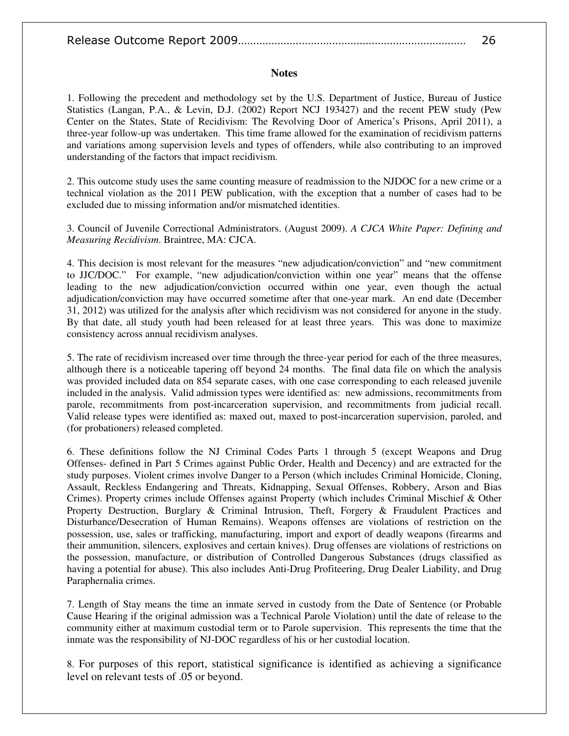## Notes

1. Following the precedent and methodology set by the U.S. Department of Justice, Bureau of Justice Statistics (Langan, P.A., & Levin, D.J. (2002) Report NCJ 193427) and the recent PEW study (Pew Center on the States, State of Recidivism: The Revolving Door of America's Prisons, April 2011), a three-year follow-up was undertaken. This time frame allowed for the examination of recidivism patterns and variations among supervision levels and types of offenders, while also contributing to an improved understanding of the factors that impact recidivism.

2. This outcome study uses the same counting measure of readmission to the NJDOC for a new crime or a technical violation as the 2011 PEW publication, with the exception that a number of cases had to be excluded due to missing information and/or mismatched identities.

3. Council of Juvenile Correctional Administrators. (August 2009). *A CJCA White Paper: Defining and Measuring Recidivism*. Braintree, MA: CJCA.

4. This decision is most relevant for the measures "new adjudication/conviction" and "new commitment to JJC/DOC." For example, "new adjudication/conviction within one year" means that the offense leading to the new adjudication/conviction occurred within one year, even though the actual adjudication/conviction may have occurred sometime after that one-year mark. An end date (December 31, 2012) was utilized for the analysis after which recidivism was not considered for anyone in the study. By that date, all study youth had been released for at least three years. This was done to maximize consistency across annual recidivism analyses.

5. The rate of recidivism increased over time through the three-year period for each of the three measures, although there is a noticeable tapering off beyond 24 months. The final data file on which the analysis was provided included data on 854 separate cases, with one case corresponding to each released juvenile included in the analysis. Valid admission types were identified as: new admissions, recommitments from parole, recommitments from post-incarceration supervision, and recommitments from judicial recall. Valid release types were identified as: maxed out, maxed to post-incarceration supervision, paroled, and (for probationers) released completed.

6. These definitions follow the NJ Criminal Codes Parts 1 through 5 (except Weapons and Drug Offenses- defined in Part 5 Crimes against Public Order, Health and Decency) and are extracted for the study purposes. Violent crimes involve Danger to a Person (which includes Criminal Homicide, Cloning, Assault, Reckless Endangering and Threats, Kidnapping, Sexual Offenses, Robbery, Arson and Bias Crimes). Property crimes include Offenses against Property (which includes Criminal Mischief & Other Property Destruction, Burglary & Criminal Intrusion, Theft, Forgery & Fraudulent Practices and Disturbance/Desecration of Human Remains). Weapons offenses are violations of restriction on the possession, use, sales or trafficking, manufacturing, import and export of deadly weapons (firearms and their ammunition, silencers, explosives and certain knives). Drug offenses are violations of restrictions on the possession, manufacture, or distribution of Controlled Dangerous Substances (drugs classified as having a potential for abuse). This also includes Anti-Drug Profiteering, Drug Dealer Liability, and Drug Paraphernalia crimes.

7. Length of Stay means the time an inmate served in custody from the Date of Sentence (or Probable Cause Hearing if the original admission was a Technical Parole Violation) until the date of release to the community either at maximum custodial term or to Parole supervision. This represents the time that the inmate was the responsibility of NJ-DOC regardless of his or her custodial location.

8. For purposes of this report, statistical significance is identified as achieving a significance level on relevant tests of .05 or beyond.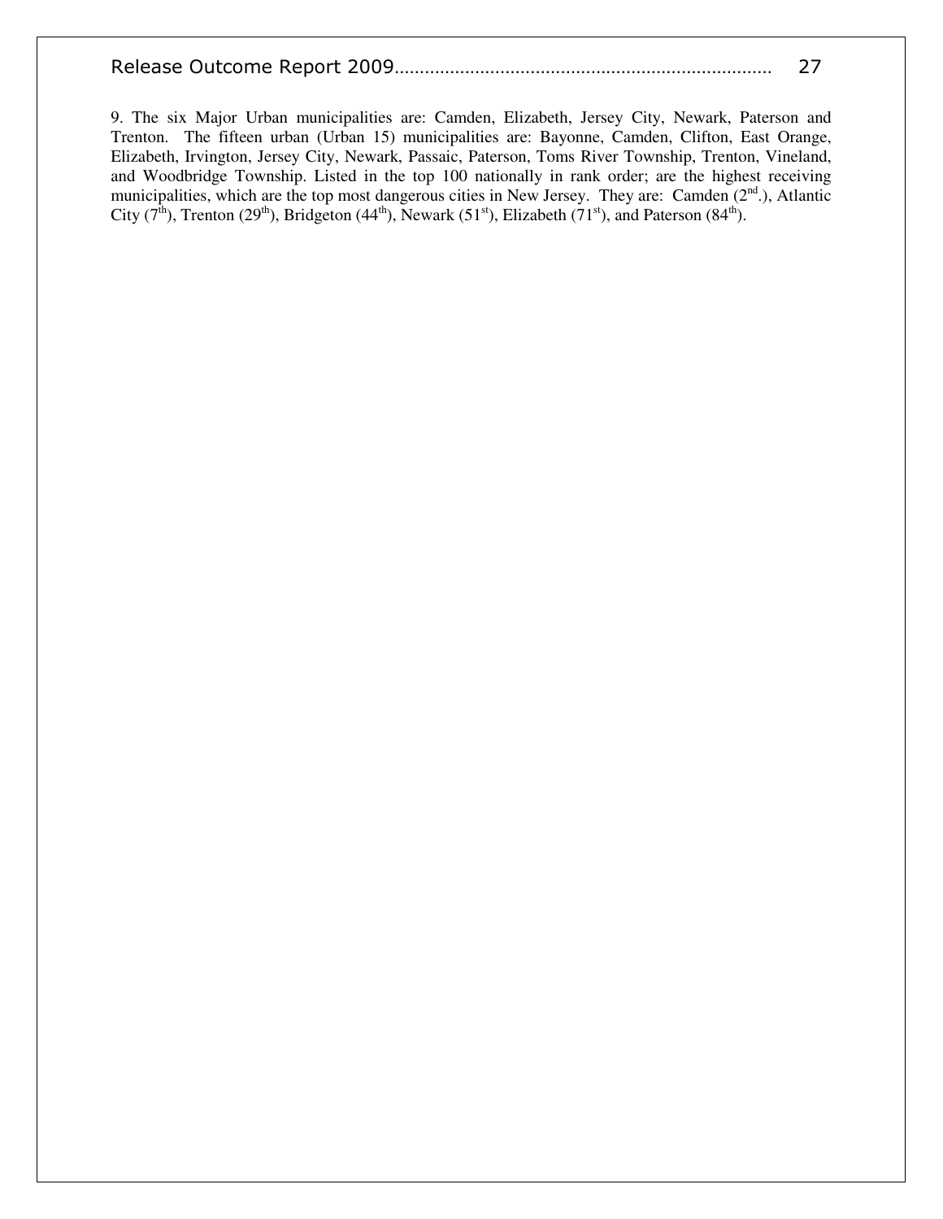9. The six Major Urban municipalities are: Camden, Elizabeth, Jersey City, Newark, Paterson and Trenton. The fifteen urban (Urban 15) municipalities are: Bayonne, Camden, Clifton, East Orange, Elizabeth, Irvington, Jersey City, Newark, Passaic, Paterson, Toms River Township, Trenton, Vineland, and Woodbridge Township. Listed in the top 100 nationally in rank order; are the highest receiving municipalities, which are the top most dangerous cities in New Jersey. They are: Camden (2nd.), Atlantic City (7th), Trenton (29th), Bridgeton (44th), Newark (51st), Elizabeth (71st), and Paterson (84th).